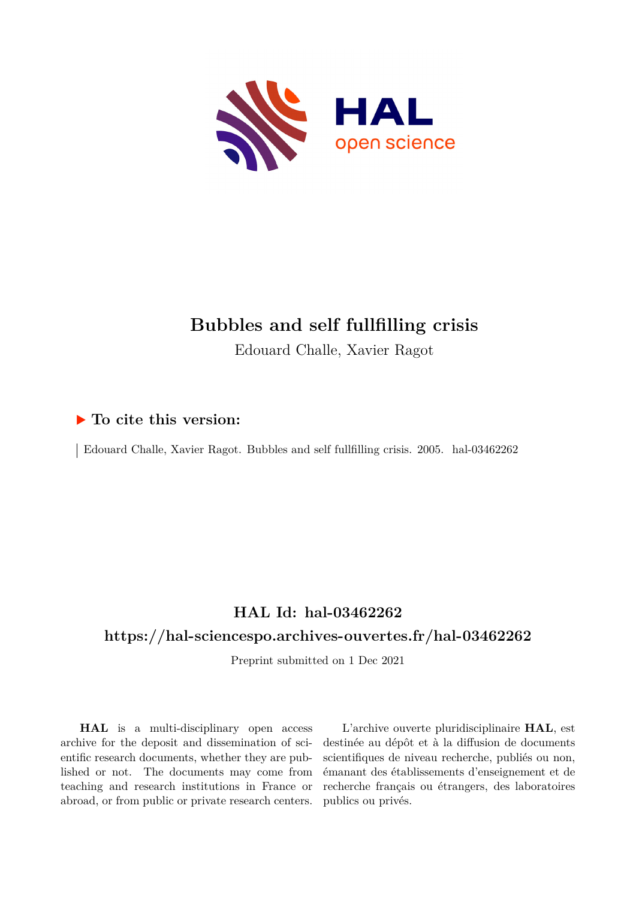# Bubbles and self fullfilling crisis

Edouard Challe, Xavier Ragot

## ▶ To cite this version:

Edouard Challe, Xavier Ragot. Bubbles and self fullfilling crisis. 2005. hal-03462262

## HAL Id: hal-03462262

## https://hal-sciencespo.archives-ouvertes.fr/hal-03462262

Preprint submitted on 1 Dec 2021

**HAL** is a multi-disciplinary open access archive for the deposit and dissemination of scientific research documents, whether they are published or not. The documents may come from teaching and research institutions in France or abroad, or from public or private research centers.

L'archive ouverte pluridisciplinaire **HAL**, est destinée au dépôt et à la diffusion de documents scientifiques de niveau recherche, publiés ou non, émanant des établissements d'enseignement et de recherche français ou étrangers, des laboratoires publics ou privés.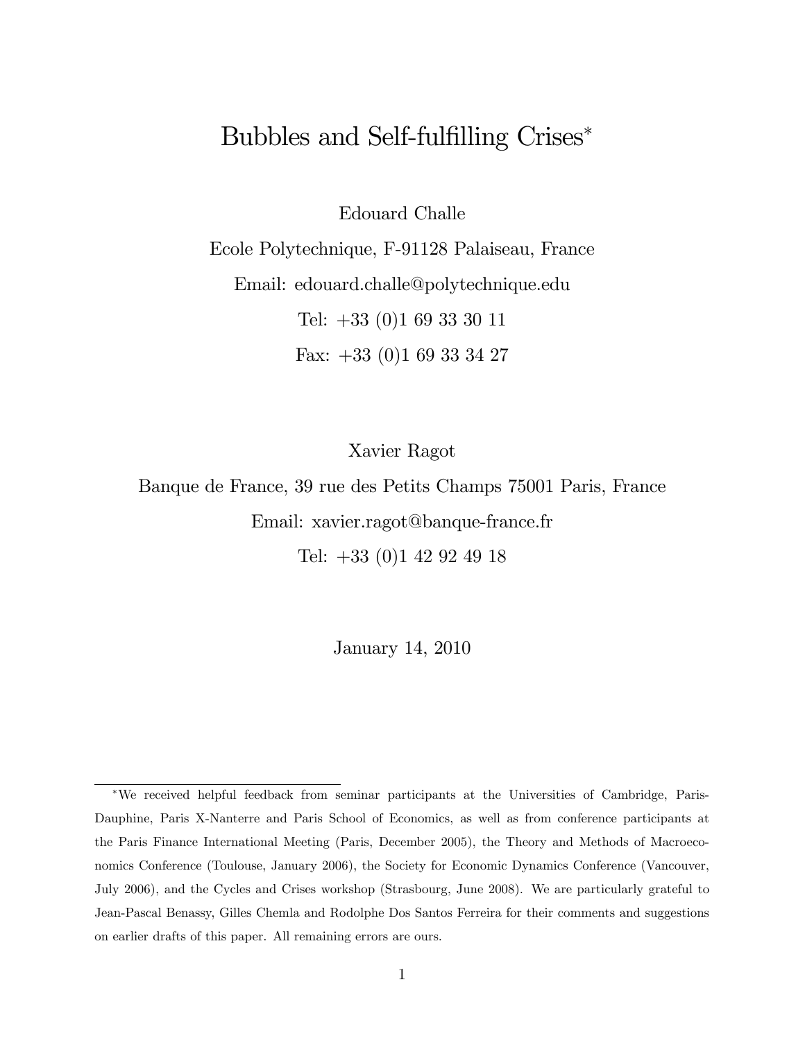# Bubbles and Self-fulfilling Crises*

Edouard Challe

Ecole Polytechnique, F-91128 Palaiseau, France

Email: edouard.challe@polytechnique.edu

Tel: +33 (0)1 69 33 30 11

Fax: +33 (0)1 69 33 34 27

Xavier Ragot

Banque de France, 39 rue des Petits Champs 75001 Paris, France

Email: xavier.ragot@banque-france.fr

Tel: +33 (0)1 42 92 49 18

January 14, 2010

*We received helpful feedback from seminar participants at the Universities of Cambridge, Paris-Dauphine, Paris X-Nanterre and Paris School of Economics, as well as from conference participants at the Paris Finance International Meeting (Paris, December 2005), the Theory and Methods of Macroeconomics Conference (Toulouse, January 2006), the Society for Economic Dynamics Conference (Vancouver, July 2006), and the Cycles and Crises workshop (Strasbourg, June 2008). We are particularly grateful to Jean-Pascal Benassy, Gilles Chemla and Rodolphe Dos Santos Ferreira for their comments and suggestions on earlier drafts of this paper. All remaining errors are ours.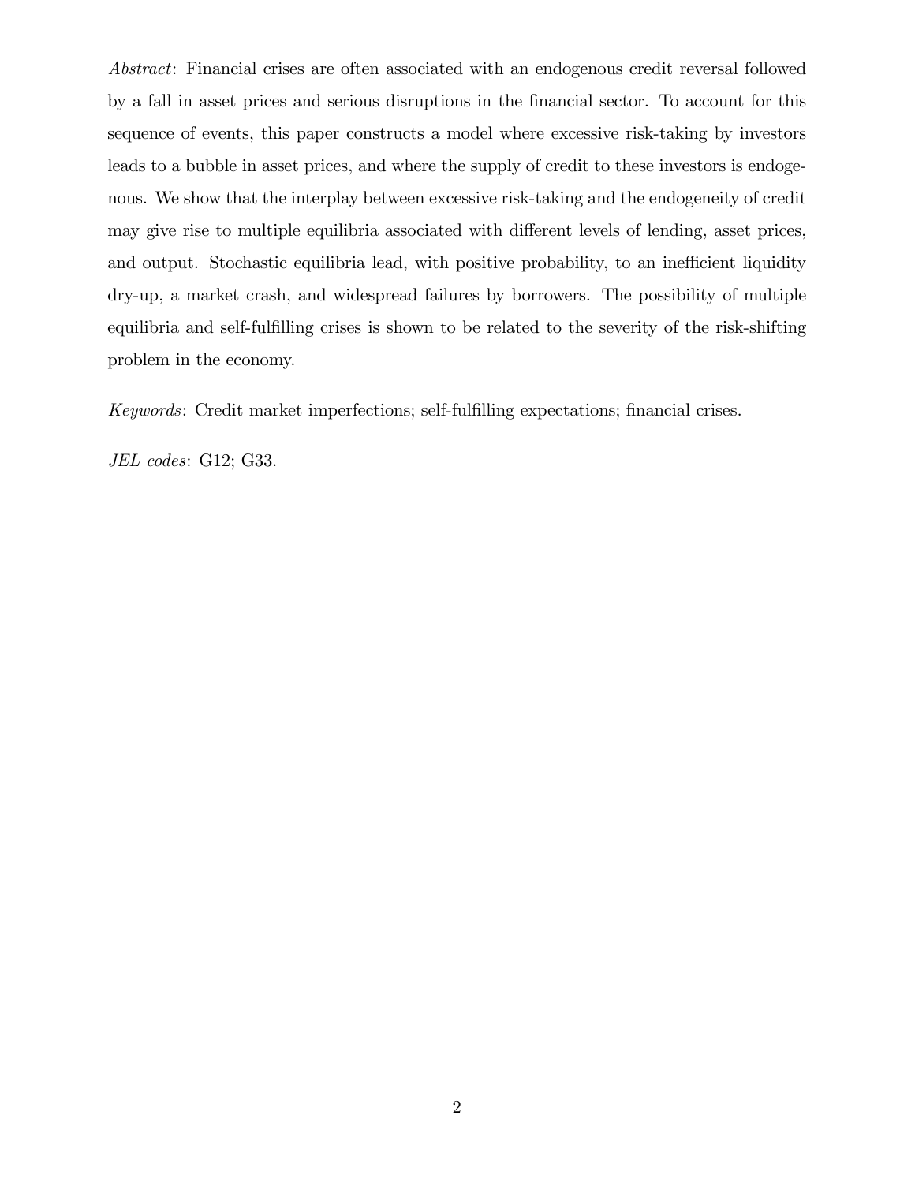*Abstract*: Financial crises are often associated with an endogenous credit reversal followed by a fall in asset prices and serious disruptions in the financial sector. To account for this sequence of events, this paper constructs a model where excessive risk-taking by investors leads to a bubble in asset prices, and where the supply of credit to these investors is endogenous. We show that the interplay between excessive risk-taking and the endogeneity of credit may give rise to multiple equilibria associated with different levels of lending, asset prices, and output. Stochastic equilibria lead, with positive probability, to an inefficient liquidity dry-up, a market crash, and widespread failures by borrowers. The possibility of multiple equilibria and self-fulfilling crises is shown to be related to the severity of the risk-shifting problem in the economy.

*Keywords*: Credit market imperfections; self-fulfilling expectations; financial crises.

*JEL codes*: G12; G33.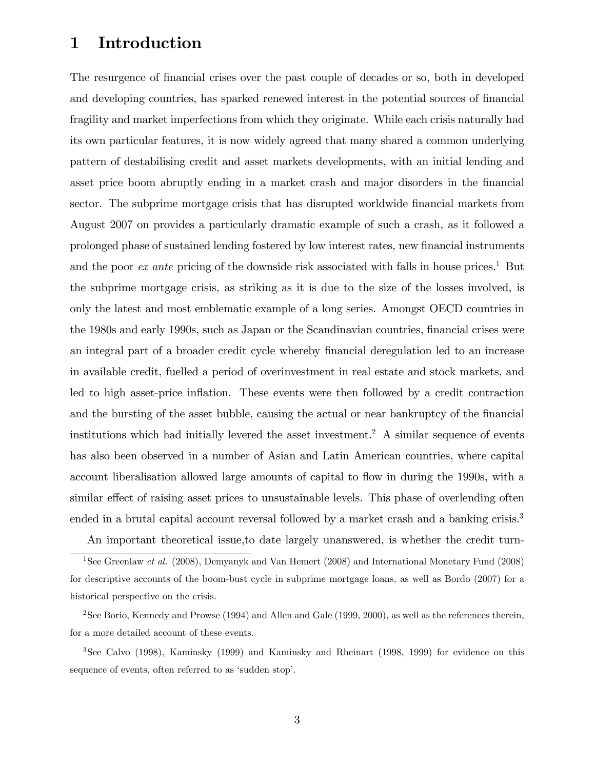# 1 Introduction

The resurgence of financial crises over the past couple of decades or so, both in developed and developing countries, has sparked renewed interest in the potential sources of financial fragility and market imperfections from which they originate. While each crisis naturally had its own particular features, it is now widely agreed that many shared a common underlying pattern of destabilising credit and asset markets developments, with an initial lending and asset price boom abruptly ending in a market crash and major disorders in the financial sector. The subprime mortgage crisis that has disrupted worldwide financial markets from August 2007 on provides a particularly dramatic example of such a crash, as it followed a prolonged phase of sustained lending fostered by low interest rates, new financial instruments and the poor *ex ante* pricing of the downside risk associated with falls in house prices.[1] But the subprime mortgage crisis, as striking as it is due to the size of the losses involved, is only the latest and most emblematic example of a long series. Amongst OECD countries in the 1980s and early 1990s, such as Japan or the Scandinavian countries, financial crises were an integral part of a broader credit cycle whereby financial deregulation led to an increase in available credit, fuelled a period of overinvestment in real estate and stock markets, and led to high asset-price inflation. These events were then followed by a credit contraction and the bursting of the asset bubble, causing the actual or near bankruptcy of the financial institutions which had initially levered the asset investment.[2] A similar sequence of events has also been observed in a number of Asian and Latin American countries, where capital account liberalisation allowed large amounts of capital to flow in during the 1990s, with a similar effect of raising asset prices to unsustainable levels. This phase of overlending often ended in a brutal capital account reversal followed by a market crash and a banking crisis.[3]

An important theoretical issue,to date largely unanswered, is whether the credit turn-

[1] See Greenlaw *et al.* (2008), Demyanyk and Van Hemert (2008) and International Monetary Fund (2008) for descriptive accounts of the boom-bust cycle in subprime mortgage loans, as well as Bordo (2007) for a historical perspective on the crisis.

[2] See Borio, Kennedy and Prowse (1994) and Allen and Gale (1999, 2000), as well as the references therein, for a more detailed account of these events.

[3] See Calvo (1998), Kaminsky (1999) and Kaminsky and Rheinart (1998, 1999) for evidence on this sequence of events, often referred to as 'sudden stop'.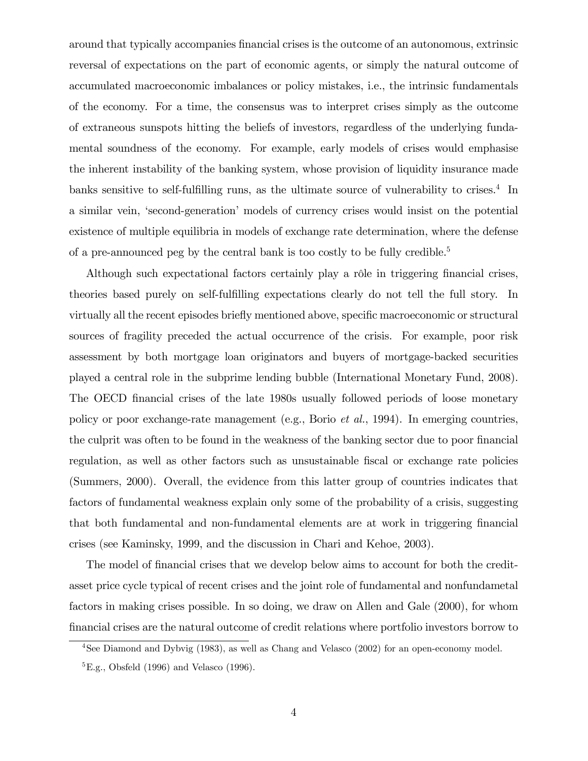around that typically accompanies financial crises is the outcome of an autonomous, extrinsic reversal of expectations on the part of economic agents, or simply the natural outcome of accumulated macroeconomic imbalances or policy mistakes, i.e., the intrinsic fundamentals of the economy. For a time, the consensus was to interpret crises simply as the outcome of extraneous sunspots hitting the beliefs of investors, regardless of the underlying fundamental soundness of the economy. For example, early models of crises would emphasise the inherent instability of the banking system, whose provision of liquidity insurance made banks sensitive to self-fulfilling runs, as the ultimate source of vulnerability to crises.[4] In a similar vein, 'second-generation' models of currency crises would insist on the potential existence of multiple equilibria in models of exchange rate determination, where the defense of a pre-announced peg by the central bank is too costly to be fully credible.[5]

Although such expectational factors certainly play a rôle in triggering financial crises, theories based purely on self-fulfilling expectations clearly do not tell the full story. In virtually all the recent episodes briefly mentioned above, specific macroeconomic or structural sources of fragility preceded the actual occurrence of the crisis. For example, poor risk assessment by both mortgage loan originators and buyers of mortgage-backed securities played a central role in the subprime lending bubble (International Monetary Fund, 2008). The OECD financial crises of the late 1980s usually followed periods of loose monetary policy or poor exchange-rate management (e.g., Borio *et al.*, 1994). In emerging countries, the culprit was often to be found in the weakness of the banking sector due to poor financial regulation, as well as other factors such as unsustainable fiscal or exchange rate policies (Summers, 2000). Overall, the evidence from this latter group of countries indicates that factors of fundamental weakness explain only some of the probability of a crisis, suggesting that both fundamental and non-fundamental elements are at work in triggering financial crises (see Kaminsky, 1999, and the discussion in Chari and Kehoe, 2003).

The model of financial crises that we develop below aims to account for both the credit-asset price cycle typical of recent crises and the joint role of fundamental and nonfundametal factors in making crises possible. In so doing, we draw on Allen and Gale (2000), for whom financial crises are the natural outcome of credit relations where portfolio investors borrow to

[4] See Diamond and Dybvig (1983), as well as Chang and Velasco (2002) for an open-economy model.

[5] E.g., Obsfeld (1996) and Velasco (1996).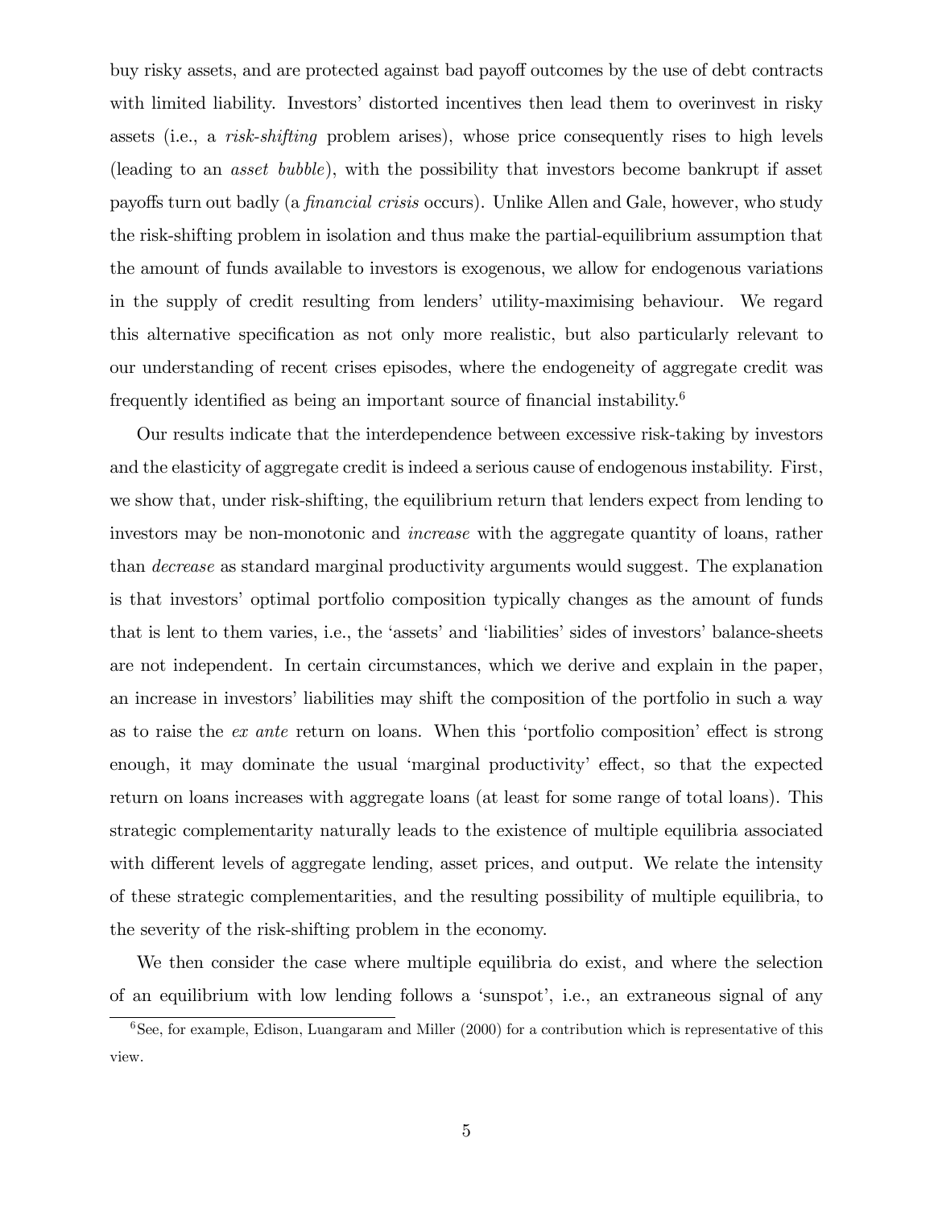buy risky assets, and are protected against bad payoff outcomes by the use of debt contracts with limited liability. Investors' distorted incentives then lead them to overinvest in risky assets (i.e., a *risk-shifting* problem arises), whose price consequently rises to high levels (leading to an *asset bubble*), with the possibility that investors become bankrupt if asset payoffs turn out badly (a *financial crisis* occurs). Unlike Allen and Gale, however, who study the risk-shifting problem in isolation and thus make the partial-equilibrium assumption that the amount of funds available to investors is exogenous, we allow for endogenous variations in the supply of credit resulting from lenders' utility-maximising behaviour. We regard this alternative specification as not only more realistic, but also particularly relevant to our understanding of recent crises episodes, where the endogeneity of aggregate credit was frequently identified as being an important source of financial instability.[6]

Our results indicate that the interdependence between excessive risk-taking by investors and the elasticity of aggregate credit is indeed a serious cause of endogenous instability. First, we show that, under risk-shifting, the equilibrium return that lenders expect from lending to investors may be non-monotonic and *increase* with the aggregate quantity of loans, rather than *decrease* as standard marginal productivity arguments would suggest. The explanation is that investors' optimal portfolio composition typically changes as the amount of funds that is lent to them varies, i.e., the 'assets' and 'liabilities' sides of investors' balance-sheets are not independent. In certain circumstances, which we derive and explain in the paper, an increase in investors' liabilities may shift the composition of the portfolio in such a way as to raise the *ex ante* return on loans. When this 'portfolio composition' effect is strong enough, it may dominate the usual 'marginal productivity' effect, so that the expected return on loans increases with aggregate loans (at least for some range of total loans). This strategic complementarity naturally leads to the existence of multiple equilibria associated with different levels of aggregate lending, asset prices, and output. We relate the intensity of these strategic complementarities, and the resulting possibility of multiple equilibria, to the severity of the risk-shifting problem in the economy.

We then consider the case where multiple equilibria do exist, and where the selection of an equilibrium with low lending follows a 'sunspot', i.e., an extraneous signal of any

[6] See, for example, Edison, Luangaram and Miller (2000) for a contribution which is representative of this view.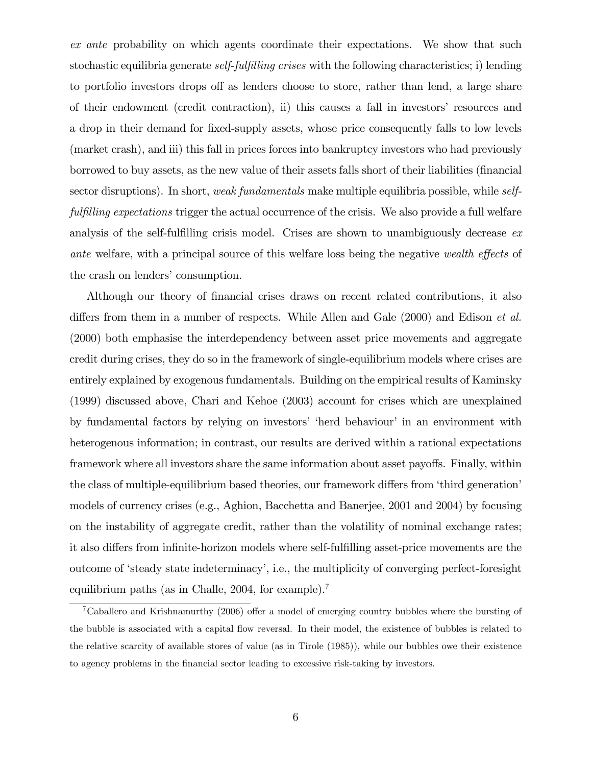*ex ante* probability on which agents coordinate their expectations. We show that such stochastic equilibria generate *self-fulfilling crises* with the following characteristics; i) lending to portfolio investors drops off as lenders choose to store, rather than lend, a large share of their endowment (credit contraction), ii) this causes a fall in investors' resources and a drop in their demand for fixed-supply assets, whose price consequently falls to low levels (market crash), and iii) this fall in prices forces into bankruptcy investors who had previously borrowed to buy assets, as the new value of their assets falls short of their liabilities (financial sector disruptions). In short, *weak fundamentals* make multiple equilibria possible, while *self-fulfilling expectations* trigger the actual occurrence of the crisis. We also provide a full welfare analysis of the self-fulfilling crisis model. Crises are shown to unambiguously decrease *ex ante* welfare, with a principal source of this welfare loss being the negative *wealth effects* of the crash on lenders' consumption.

Although our theory of financial crises draws on recent related contributions, it also differs from them in a number of respects. While Allen and Gale (2000) and Edison *et al.* (2000) both emphasise the interdependency between asset price movements and aggregate credit during crises, they do so in the framework of single-equilibrium models where crises are entirely explained by exogenous fundamentals. Building on the empirical results of Kaminsky (1999) discussed above, Chari and Kehoe (2003) account for crises which are unexplained by fundamental factors by relying on investors' 'herd behaviour' in an environment with heterogenous information; in contrast, our results are derived within a rational expectations framework where all investors share the same information about asset payoffs. Finally, within the class of multiple-equilibrium based theories, our framework differs from 'third generation' models of currency crises (e.g., Aghion, Bacchetta and Banerjee, 2001 and 2004) by focusing on the instability of aggregate credit, rather than the volatility of nominal exchange rates; it also differs from infinite-horizon models where self-fulfilling asset-price movements are the outcome of 'steady state indeterminacy', i.e., the multiplicity of converging perfect-foresight equilibrium paths (as in Challe, 2004, for example).[7]

[7] Caballero and Krishnamurthy (2006) offer a model of emerging country bubbles where the bursting of the bubble is associated with a capital flow reversal. In their model, the existence of bubbles is related to the relative scarcity of available stores of value (as in Tirole (1985)), while our bubbles owe their existence to agency problems in the financial sector leading to excessive risk-taking by investors.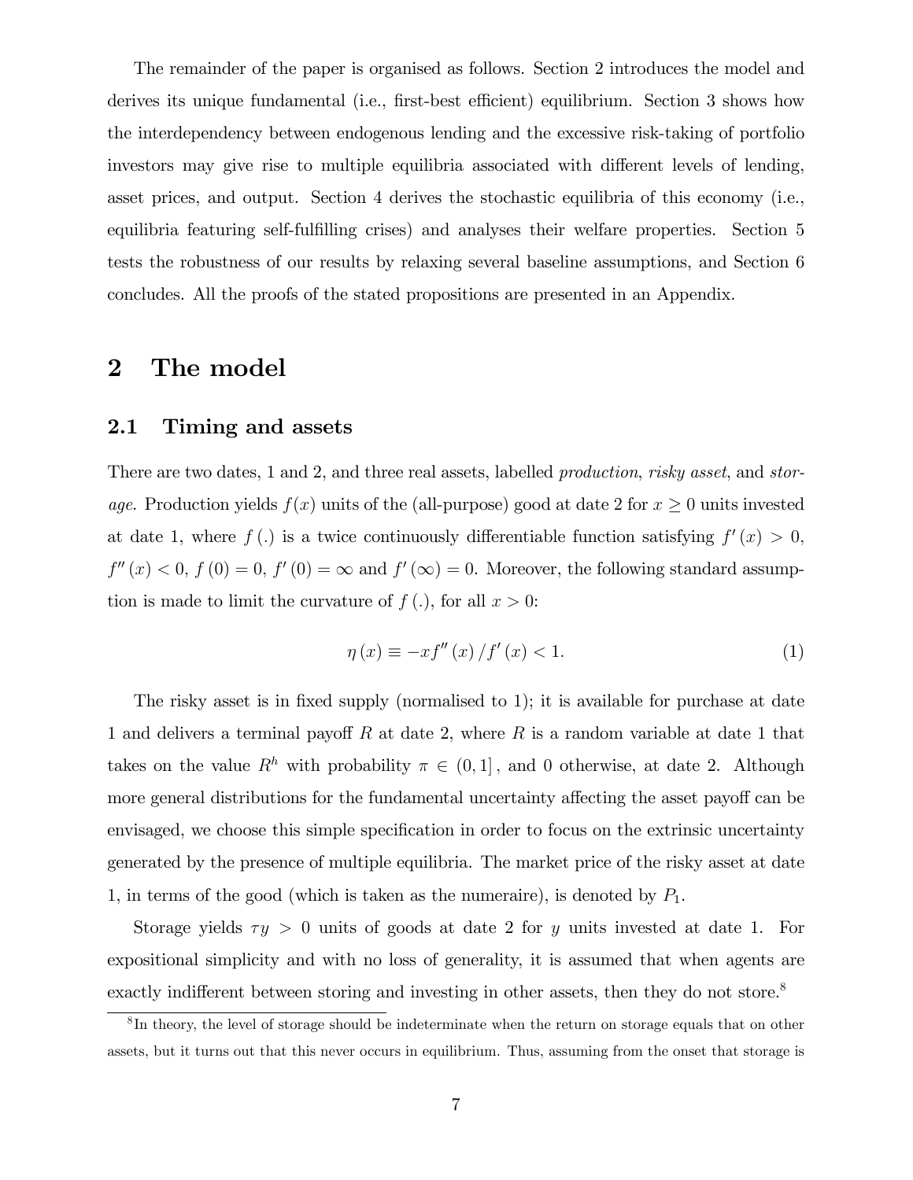The remainder of the paper is organised as follows. Section 2 introduces the model and derives its unique fundamental (i.e., first-best efficient) equilibrium. Section 3 shows how the interdependency between endogenous lending and the excessive risk-taking of portfolio investors may give rise to multiple equilibria associated with different levels of lending, asset prices, and output. Section 4 derives the stochastic equilibria of this economy (i.e., equilibria featuring self-fulfilling crises) and analyses their welfare properties. Section 5 tests the robustness of our results by relaxing several baseline assumptions, and Section 6 concludes. All the proofs of the stated propositions are presented in an Appendix.

# 2 The model

## 2.1 Timing and assets

There are two dates, 1 and 2, and three real assets, labelled *production*, *risky asset*, and *storage*. Production yields $f(x)$ units of the (all-purpose) good at date 2 for $x \geq 0$ units invested at date 1, where $f(.)$ is a twice continuously differentiable function satisfying $f'(x) > 0$, $f''(x) < 0$, $f(0) = 0$, $f'(0) = \infty$ and $f'(\infty) = 0$. Moreover, the following standard assumption is made to limit the curvature of $f(.)$, for all $x > 0$:

$$\eta(x) \equiv -xf''(x)/f'(x) < 1. \tag{1}$$

The risky asset is in fixed supply (normalised to 1); it is available for purchase at date 1 and delivers a terminal payoff $R$ at date 2, where $R$ is a random variable at date 1 that takes on the value $R^h$ with probability $\pi \in (0, 1]$, and 0 otherwise, at date 2. Although more general distributions for the fundamental uncertainty affecting the asset payoff can be envisaged, we choose this simple specification in order to focus on the extrinsic uncertainty generated by the presence of multiple equilibria. The market price of the risky asset at date 1, in terms of the good (which is taken as the numeraire), is denoted by $P_1$.

Storage yields $\tau y > 0$ units of goods at date 2 for $y$ units invested at date 1. For expositional simplicity and with no loss of generality, it is assumed that when agents are exactly indifferent between storing and investing in other assets, then they do not store.[8]

[8] In theory, the level of storage should be indeterminate when the return on storage equals that on other assets, but it turns out that this never occurs in equilibrium. Thus, assuming from the onset that storage is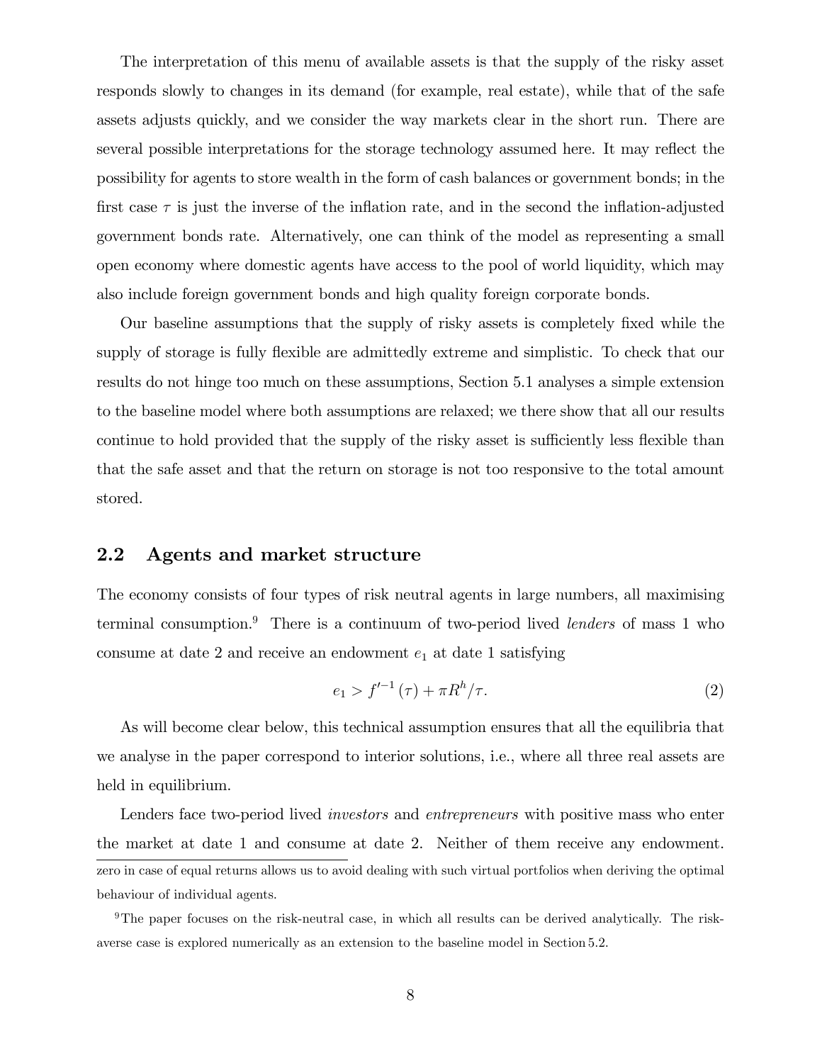The interpretation of this menu of available assets is that the supply of the risky asset responds slowly to changes in its demand (for example, real estate), while that of the safe assets adjusts quickly, and we consider the way markets clear in the short run. There are several possible interpretations for the storage technology assumed here. It may reflect the possibility for agents to store wealth in the form of cash balances or government bonds; in the first case $\tau$ is just the inverse of the inflation rate, and in the second the inflation-adjusted government bonds rate. Alternatively, one can think of the model as representing a small open economy where domestic agents have access to the pool of world liquidity, which may also include foreign government bonds and high quality foreign corporate bonds.

Our baseline assumptions that the supply of risky assets is completely fixed while the supply of storage is fully flexible are admittedly extreme and simplistic. To check that our results do not hinge too much on these assumptions, Section 5.1 analyses a simple extension to the baseline model where both assumptions are relaxed; we there show that all our results continue to hold provided that the supply of the risky asset is sufficiently less flexible than that the safe asset and that the return on storage is not too responsive to the total amount stored.

## 2.2 Agents and market structure

The economy consists of four types of risk neutral agents in large numbers, all maximising terminal consumption.[9] There is a continuum of two-period lived *lenders* of mass 1 who consume at date 2 and receive an endowment $e_1$ at date 1 satisfying

$$e_1 > f'^{-1}(\tau) + \pi R^h/\tau. \tag{2}$$

As will become clear below, this technical assumption ensures that all the equilibria that we analyse in the paper correspond to interior solutions, i.e., where all three real assets are held in equilibrium.

Lenders face two-period lived *investors* and *entrepreneurs* with positive mass who enter the market at date 1 and consume at date 2. Neither of them receive any endowment.

zero in case of equal returns allows us to avoid dealing with such virtual portfolios when deriving the optimal behaviour of individual agents.

[9] The paper focuses on the risk-neutral case, in which all results can be derived analytically. The risk-averse case is explored numerically as an extension to the baseline model in Section 5.2.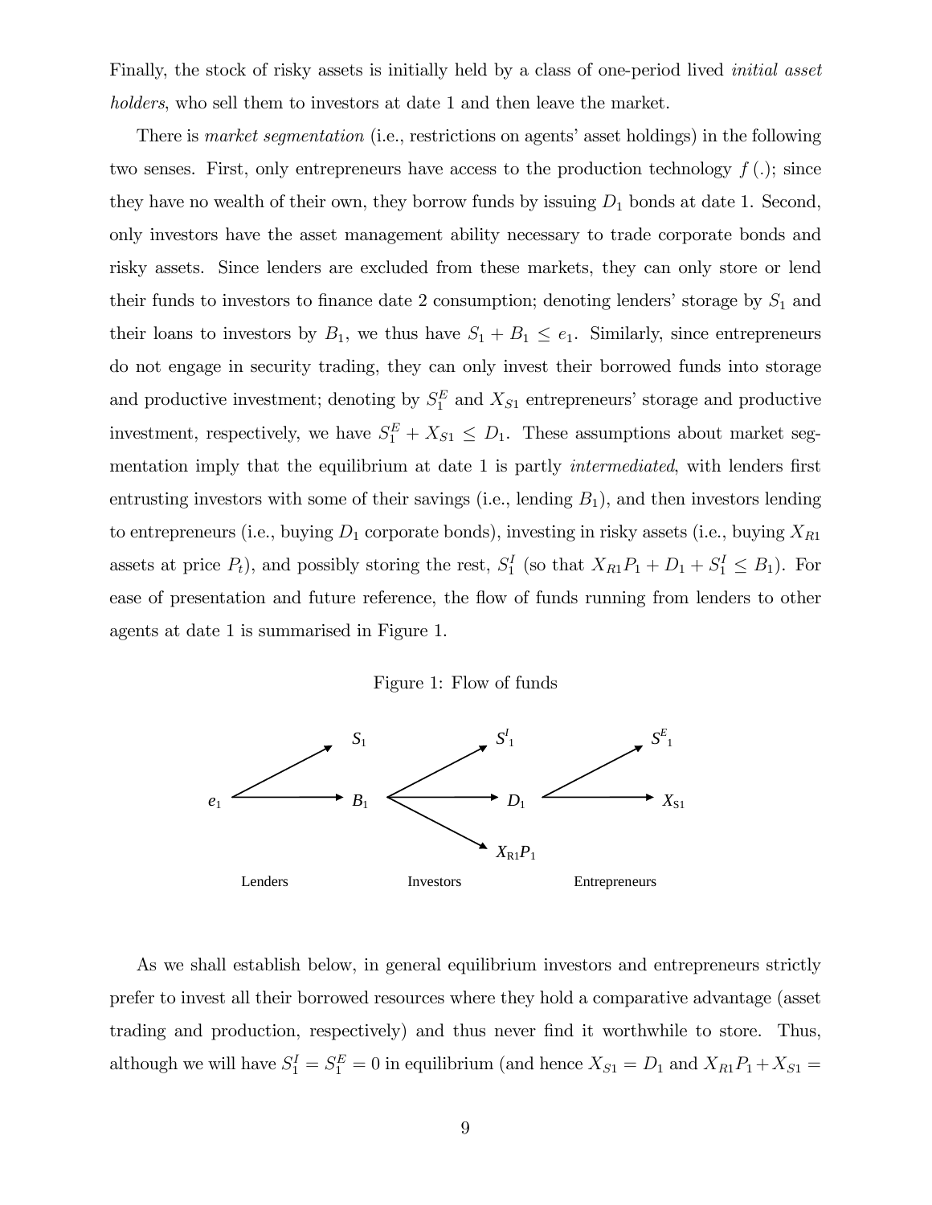Finally, the stock of risky assets is initially held by a class of one-period lived *initial asset holders*, who sell them to investors at date 1 and then leave the market.

There is *market segmentation* (i.e., restrictions on agents' asset holdings) in the following two senses. First, only entrepreneurs have access to the production technology $f(.)$; since they have no wealth of their own, they borrow funds by issuing $D_1$ bonds at date 1. Second, only investors have the asset management ability necessary to trade corporate bonds and risky assets. Since lenders are excluded from these markets, they can only store or lend their funds to investors to finance date 2 consumption; denoting lenders' storage by $S_1$ and their loans to investors by $B_1$, we thus have $S_1 + B_1 \leq e_1$. Similarly, since entrepreneurs do not engage in security trading, they can only invest their borrowed funds into storage and productive investment; denoting by $S_1^E$ and $X_{S1}$ entrepreneurs' storage and productive investment, respectively, we have $S_1^E + X_{S1} \leq D_1$. These assumptions about market segmentation imply that the equilibrium at date 1 is partly *intermediated*, with lenders first entrusting investors with some of their savings (i.e., lending $B_1$), and then investors lending to entrepreneurs (i.e., buying $D_1$ corporate bonds), investing in risky assets (i.e., buying $X_{R1}$ assets at price $P_t$), and possibly storing the rest, $S_1^I$ (so that $X_{R1}P_1 + D_1 + S_1^I \leq B_1$). For ease of presentation and future reference, the flow of funds running from lenders to other agents at date 1 is summarised in Figure 1.

Figure 1: Flow of funds

$$
\begin{array}{ccc}
\text{Lenders} & \text{Investors} & \text{Entrepreneurs} \\
e_1 \rightarrow S_1,\; B_1 & B_1 \rightarrow S_1^I,\; D_1,\; X_{R1}P_1 & D_1 \rightarrow S_1^E,\; X_{S1}
\end{array}
$$

As we shall establish below, in general equilibrium investors and entrepreneurs strictly prefer to invest all their borrowed resources where they hold a comparative advantage (asset trading and production, respectively) and thus never find it worthwhile to store. Thus, although we will have $S_1^I = S_1^E = 0$ in equilibrium (and hence $X_{S1} = D_1$ and $X_{R1}P_1 + X_{S1} =$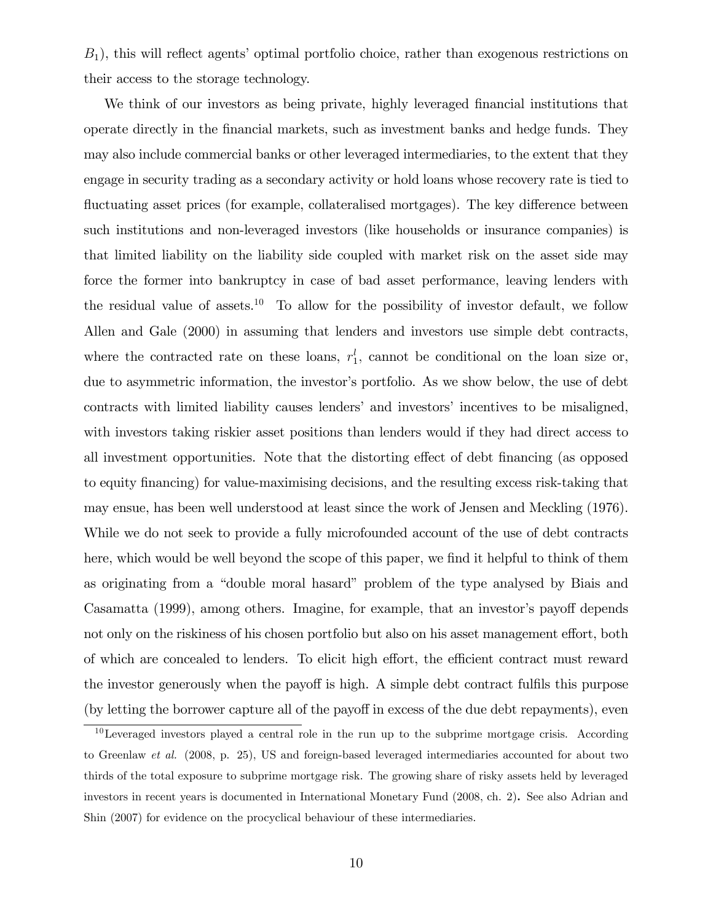$B_1$), this will reflect agents' optimal portfolio choice, rather than exogenous restrictions on their access to the storage technology.

We think of our investors as being private, highly leveraged financial institutions that operate directly in the financial markets, such as investment banks and hedge funds. They may also include commercial banks or other leveraged intermediaries, to the extent that they engage in security trading as a secondary activity or hold loans whose recovery rate is tied to fluctuating asset prices (for example, collateralised mortgages). The key difference between such institutions and non-leveraged investors (like households or insurance companies) is that limited liability on the liability side coupled with market risk on the asset side may force the former into bankruptcy in case of bad asset performance, leaving lenders with the residual value of assets.[10] To allow for the possibility of investor default, we follow Allen and Gale (2000) in assuming that lenders and investors use simple debt contracts, where the contracted rate on these loans, $r_1^l$, cannot be conditional on the loan size or, due to asymmetric information, the investor's portfolio. As we show below, the use of debt contracts with limited liability causes lenders' and investors' incentives to be misaligned, with investors taking riskier asset positions than lenders would if they had direct access to all investment opportunities. Note that the distorting effect of debt financing (as opposed to equity financing) for value-maximising decisions, and the resulting excess risk-taking that may ensue, has been well understood at least since the work of Jensen and Meckling (1976). While we do not seek to provide a fully microfounded account of the use of debt contracts here, which would be well beyond the scope of this paper, we find it helpful to think of them as originating from a "double moral hasard" problem of the type analysed by Biais and Casamatta (1999), among others. Imagine, for example, that an investor's payoff depends not only on the riskiness of his chosen portfolio but also on his asset management effort, both of which are concealed to lenders. To elicit high effort, the efficient contract must reward the investor generously when the payoff is high. A simple debt contract fulfils this purpose (by letting the borrower capture all of the payoff in excess of the due debt repayments), even

[10] Leveraged investors played a central role in the run up to the subprime mortgage crisis. According to Greenlaw *et al.* (2008, p. 25), US and foreign-based leveraged intermediaries accounted for about two thirds of the total exposure to subprime mortgage risk. The growing share of risky assets held by leveraged investors in recent years is documented in International Monetary Fund (2008, ch. 2). See also Adrian and Shin (2007) for evidence on the procyclical behaviour of these intermediaries.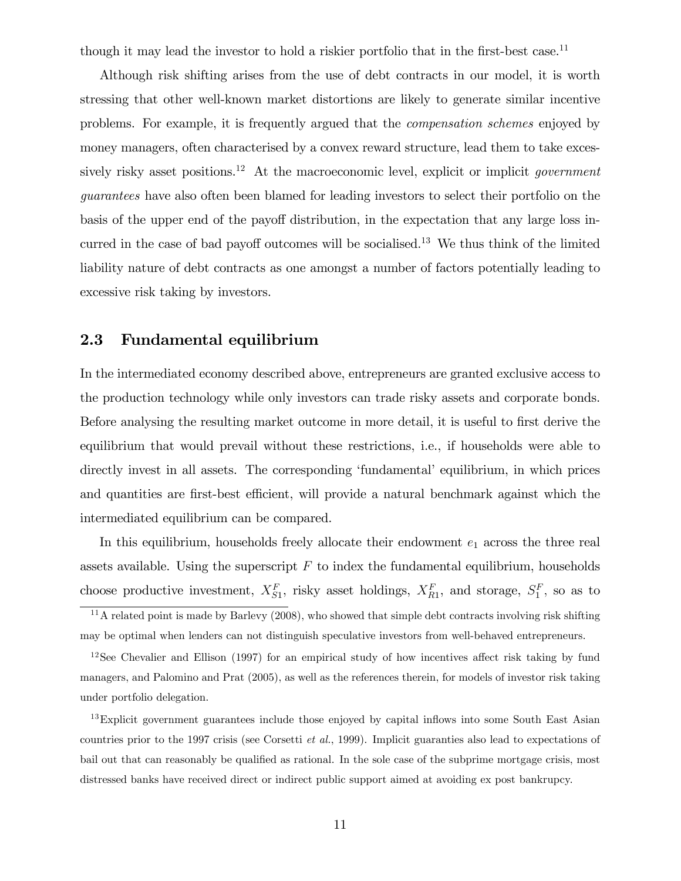though it may lead the investor to hold a riskier portfolio that in the first-best case.[11]

Although risk shifting arises from the use of debt contracts in our model, it is worth stressing that other well-known market distortions are likely to generate similar incentive problems. For example, it is frequently argued that the *compensation schemes* enjoyed by money managers, often characterised by a convex reward structure, lead them to take excessively risky asset positions.[12] At the macroeconomic level, explicit or implicit *government guarantees* have also often been blamed for leading investors to select their portfolio on the basis of the upper end of the payoff distribution, in the expectation that any large loss incurred in the case of bad payoff outcomes will be socialised.[13] We thus think of the limited liability nature of debt contracts as one amongst a number of factors potentially leading to excessive risk taking by investors.

## 2.3 Fundamental equilibrium

In the intermediated economy described above, entrepreneurs are granted exclusive access to the production technology while only investors can trade risky assets and corporate bonds. Before analysing the resulting market outcome in more detail, it is useful to first derive the equilibrium that would prevail without these restrictions, i.e., if households were able to directly invest in all assets. The corresponding 'fundamental' equilibrium, in which prices and quantities are first-best efficient, will provide a natural benchmark against which the intermediated equilibrium can be compared.

In this equilibrium, households freely allocate their endowment $e_1$ across the three real assets available. Using the superscript $F$ to index the fundamental equilibrium, households choose productive investment, $X_{S1}^F$, risky asset holdings, $X_{R1}^F$, and storage, $S_1^F$, so as to

[11] A related point is made by Barlevy (2008), who showed that simple debt contracts involving risk shifting may be optimal when lenders can not distinguish speculative investors from well-behaved entrepreneurs.

[12] See Chevalier and Ellison (1997) for an empirical study of how incentives affect risk taking by fund managers, and Palomino and Prat (2005), as well as the references therein, for models of investor risk taking under portfolio delegation.

[13] Explicit government guarantees include those enjoyed by capital inflows into some South East Asian countries prior to the 1997 crisis (see Corsetti *et al.*, 1999). Implicit guaranties also lead to expectations of bail out that can reasonably be qualified as rational. In the sole case of the subprime mortgage crisis, most distressed banks have received direct or indirect public support aimed at avoiding ex post bankrupcy.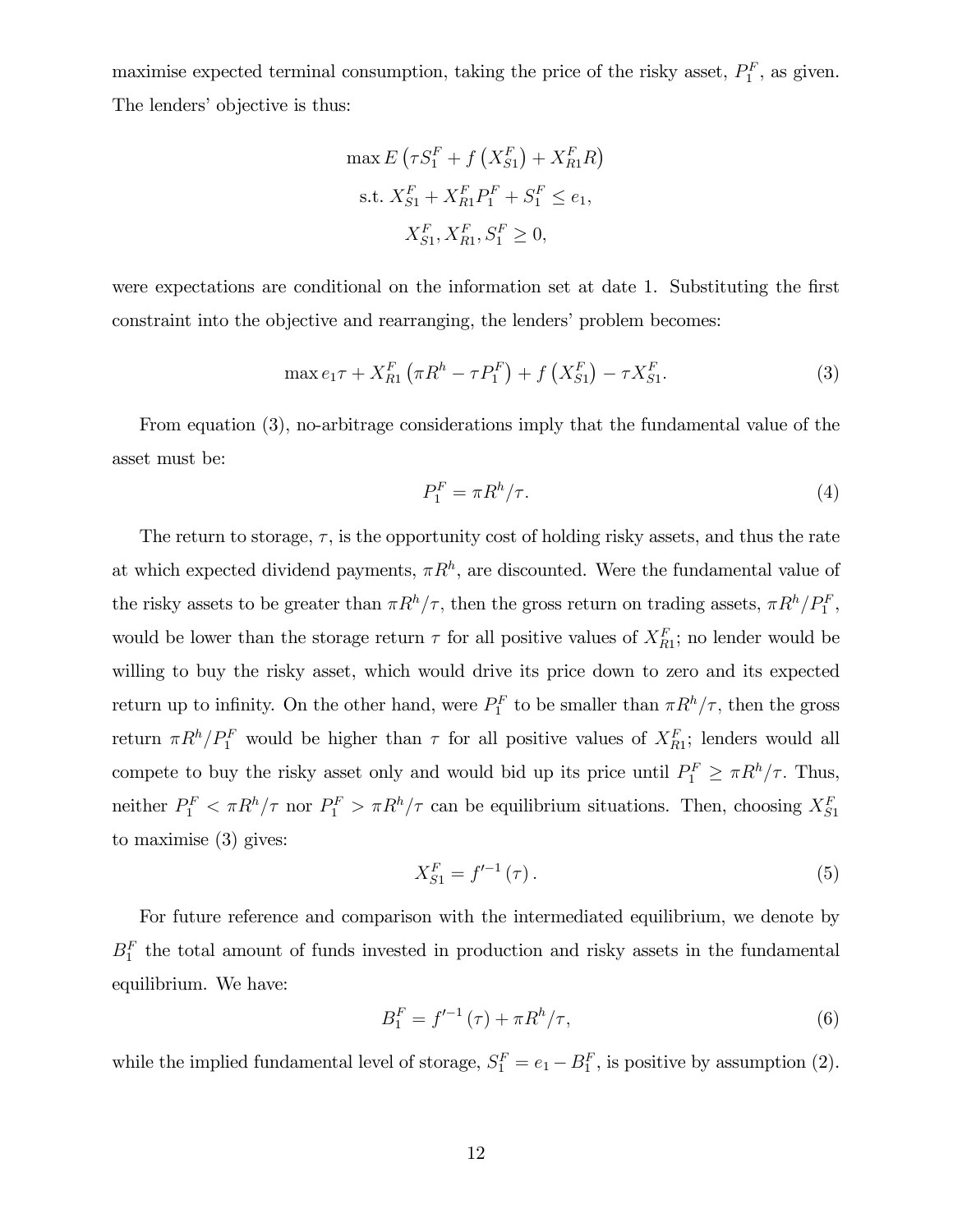maximise expected terminal consumption, taking the price of the risky asset, $P_1^F$, as given. The lenders' objective is thus:

$$
\begin{gathered}
\max E\left(\tau S_1^F + f\left(X_{S1}^F\right) + X_{R1}^F R\right) \\
\text{s.t. } X_{S1}^F + X_{R1}^F P_1^F + S_1^F \leq e_1, \\
X_{S1}^F, X_{R1}^F, S_1^F \geq 0,
\end{gathered}
$$

were expectations are conditional on the information set at date 1. Substituting the first constraint into the objective and rearranging, the lenders' problem becomes:

$$
\max e_1 \tau + X_{R1}^F \left(\pi R^h - \tau P_1^F\right) + f\left(X_{S1}^F\right) - \tau X_{S1}^F. \tag{3}
$$

From equation (3), no-arbitrage considerations imply that the fundamental value of the asset must be:

$$
P_1^F = \pi R^h / \tau. \tag{4}
$$

The return to storage, $\tau$, is the opportunity cost of holding risky assets, and thus the rate at which expected dividend payments, $\pi R^h$, are discounted. Were the fundamental value of the risky assets to be greater than $\pi R^h/\tau$, then the gross return on trading assets, $\pi R^h / P_1^F$, would be lower than the storage return $\tau$ for all positive values of $X_{R1}^F$; no lender would be willing to buy the risky asset, which would drive its price down to zero and its expected return up to infinity. On the other hand, were $P_1^F$ to be smaller than $\pi R^h/\tau$, then the gross return $\pi R^h / P_1^F$ would be higher than $\tau$ for all positive values of $X_{R1}^F$; lenders would all compete to buy the risky asset only and would bid up its price until $P_1^F \geq \pi R^h/\tau$. Thus, neither $P_1^F < \pi R^h/\tau$ nor $P_1^F > \pi R^h/\tau$ can be equilibrium situations. Then, choosing $X_{S1}^F$ to maximise (3) gives:

$$
X_{S1}^F = f'^{-1}(\tau). \tag{5}
$$

For future reference and comparison with the intermediated equilibrium, we denote by $B_1^F$ the total amount of funds invested in production and risky assets in the fundamental equilibrium. We have:

$$
B_1^F = f'^{-1}(\tau) + \pi R^h/\tau, \tag{6}
$$

while the implied fundamental level of storage, $S_1^F = e_1 - B_1^F$, is positive by assumption (2).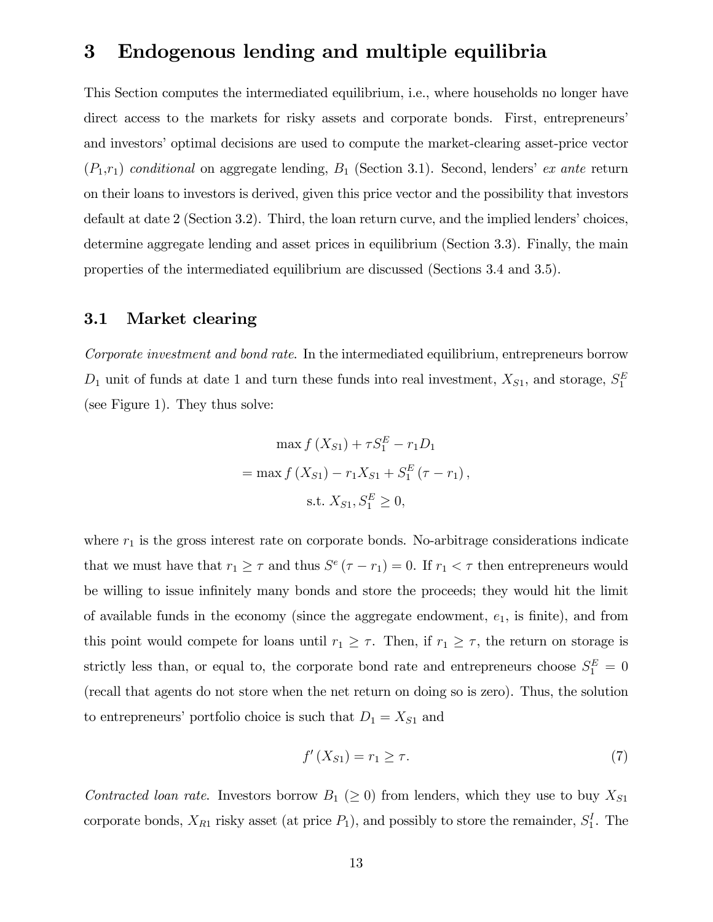# 3 Endogenous lending and multiple equilibria

This Section computes the intermediated equilibrium, i.e., where households no longer have direct access to the markets for risky assets and corporate bonds. First, entrepreneurs' and investors' optimal decisions are used to compute the market-clearing asset-price vector ($P_1$,$r_1$) *conditional* on aggregate lending, $B_1$ (Section 3.1). Second, lenders' *ex ante* return on their loans to investors is derived, given this price vector and the possibility that investors default at date 2 (Section 3.2). Third, the loan return curve, and the implied lenders' choices, determine aggregate lending and asset prices in equilibrium (Section 3.3). Finally, the main properties of the intermediated equilibrium are discussed (Sections 3.4 and 3.5).

## 3.1 Market clearing

*Corporate investment and bond rate.* In the intermediated equilibrium, entrepreneurs borrow $D_1$ unit of funds at date 1 and turn these funds into real investment, $X_{S1}$, and storage, $S_1^E$ (see Figure 1). They thus solve:

$$
\begin{gathered}
\max f\left(X_{S1}\right)+\tau S_1^E-r_1 D_1 \\
=\max f\left(X_{S1}\right)-r_1 X_{S1}+S_1^E\left(\tau-r_1\right), \\
\text{s.t. } X_{S1}, S_1^E \geq 0,
\end{gathered}
$$

where $r_1$ is the gross interest rate on corporate bonds. No-arbitrage considerations indicate that we must have that $r_1 \geq \tau$ and thus $S^e\left(\tau-r_1\right)=0$. If $r_1<\tau$ then entrepreneurs would be willing to issue infinitely many bonds and store the proceeds; they would hit the limit of available funds in the economy (since the aggregate endowment, $e_1$, is finite), and from this point would compete for loans until $r_1 \geq \tau$. Then, if $r_1 \geq \tau$, the return on storage is strictly less than, or equal to, the corporate bond rate and entrepreneurs choose $S_1^E=0$ (recall that agents do not store when the net return on doing so is zero). Thus, the solution to entrepreneurs' portfolio choice is such that $D_1=X_{S1}$ and

$$
f'\left(X_{S1}\right)=r_1 \geq \tau. \tag{7}
$$

*Contracted loan rate.* Investors borrow $B_1$ ($\geq 0$) from lenders, which they use to buy $X_{S1}$ corporate bonds, $X_{R1}$ risky asset (at price $P_1$), and possibly to store the remainder, $S_1^I$. The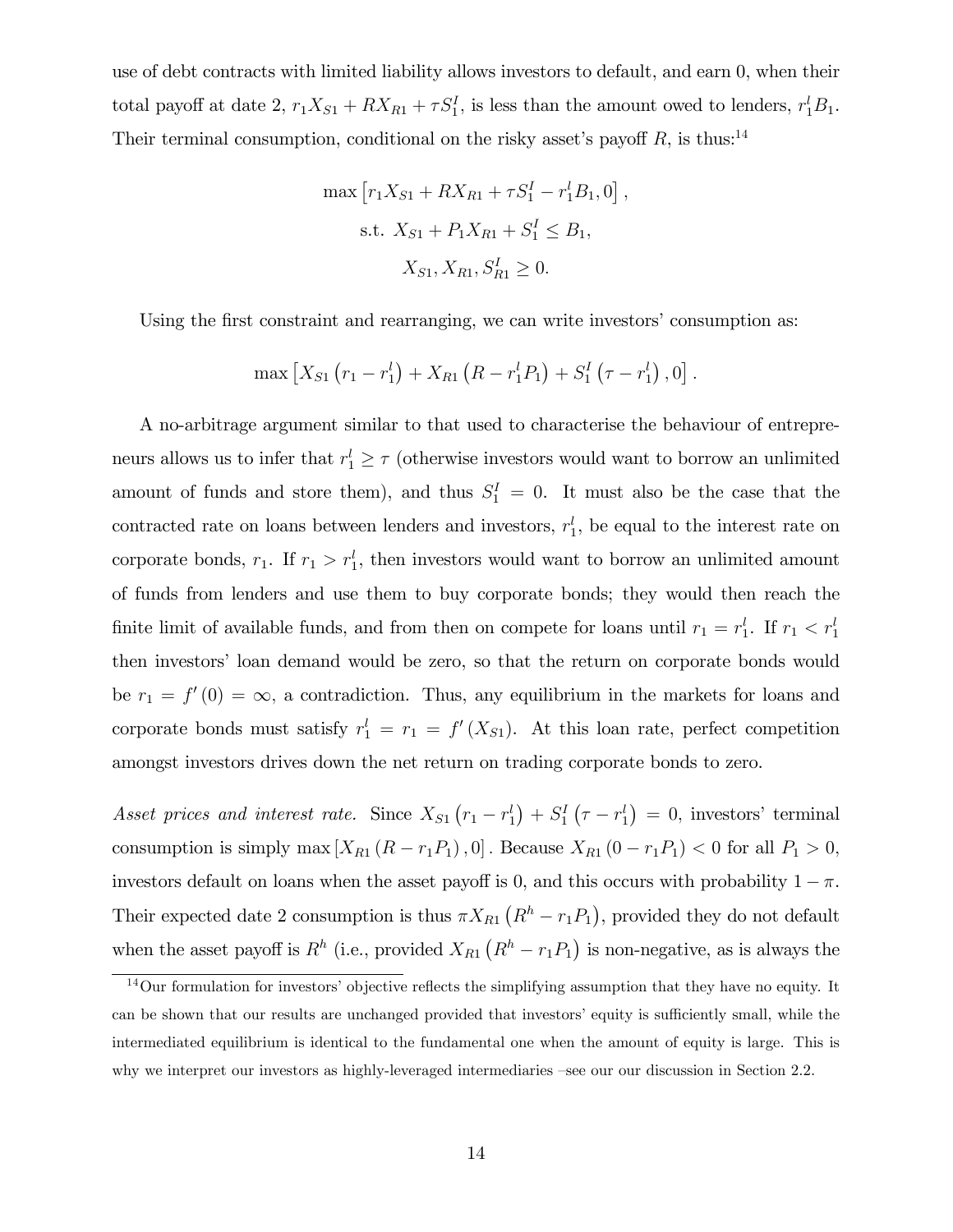use of debt contracts with limited liability allows investors to default, and earn 0, when their total payoff at date 2, $r_1 X_{S1} + R X_{R1} + \tau S_1^I$, is less than the amount owed to lenders, $r_1^l B_1$. Their terminal consumption, conditional on the risky asset's payoff $R$, is thus:[14]

$$\max\left[r_1 X_{S1} + R X_{R1} + \tau S_1^I - r_1^l B_1, 0\right],$$

$$\text{s.t. } X_{S1} + P_1 X_{R1} + S_1^I \leq B_1,$$

$$X_{S1}, X_{R1}, S_{R1}^I \geq 0.$$

Using the first constraint and rearranging, we can write investors' consumption as:

$$\max\left[X_{S1}\left(r_1 - r_1^l\right) + X_{R1}\left(R - r_1^l P_1\right) + S_1^I\left(\tau - r_1^l\right), 0\right].$$

A no-arbitrage argument similar to that used to characterise the behaviour of entrepreneurs allows us to infer that $r_1^l \geq \tau$ (otherwise investors would want to borrow an unlimited amount of funds and store them), and thus $S_1^I = 0$. It must also be the case that the contracted rate on loans between lenders and investors, $r_1^l$, be equal to the interest rate on corporate bonds, $r_1$. If $r_1 > r_1^l$, then investors would want to borrow an unlimited amount of funds from lenders and use them to buy corporate bonds; they would then reach the finite limit of available funds, and from then on compete for loans until $r_1 = r_1^l$. If $r_1 < r_1^l$ then investors' loan demand would be zero, so that the return on corporate bonds would be $r_1 = f'(0) = \infty$, a contradiction. Thus, any equilibrium in the markets for loans and corporate bonds must satisfy $r_1^l = r_1 = f'(X_{S1})$. At this loan rate, perfect competition amongst investors drives down the net return on trading corporate bonds to zero.

*Asset prices and interest rate.* Since $X_{S1}\left(r_1 - r_1^l\right) + S_1^I\left(\tau - r_1^l\right) = 0$, investors' terminal consumption is simply $\max\left[X_{R1}\left(R - r_1 P_1\right), 0\right]$. Because $X_{R1}\left(0 - r_1 P_1\right) < 0$ for all $P_1 > 0$, investors default on loans when the asset payoff is 0, and this occurs with probability $1 - \pi$. Their expected date 2 consumption is thus $\pi X_{R1}\left(R^h - r_1 P_1\right)$, provided they do not default when the asset payoff is $R^h$ (i.e., provided $X_{R1}\left(R^h - r_1 P_1\right)$ is non-negative, as is always the

[14] Our formulation for investors' objective reflects the simplifying assumption that they have no equity. It can be shown that our results are unchanged provided that investors' equity is sufficiently small, while the intermediated equilibrium is identical to the fundamental one when the amount of equity is large. This is why we interpret our investors as highly-leveraged intermediaries –see our our discussion in Section 2.2.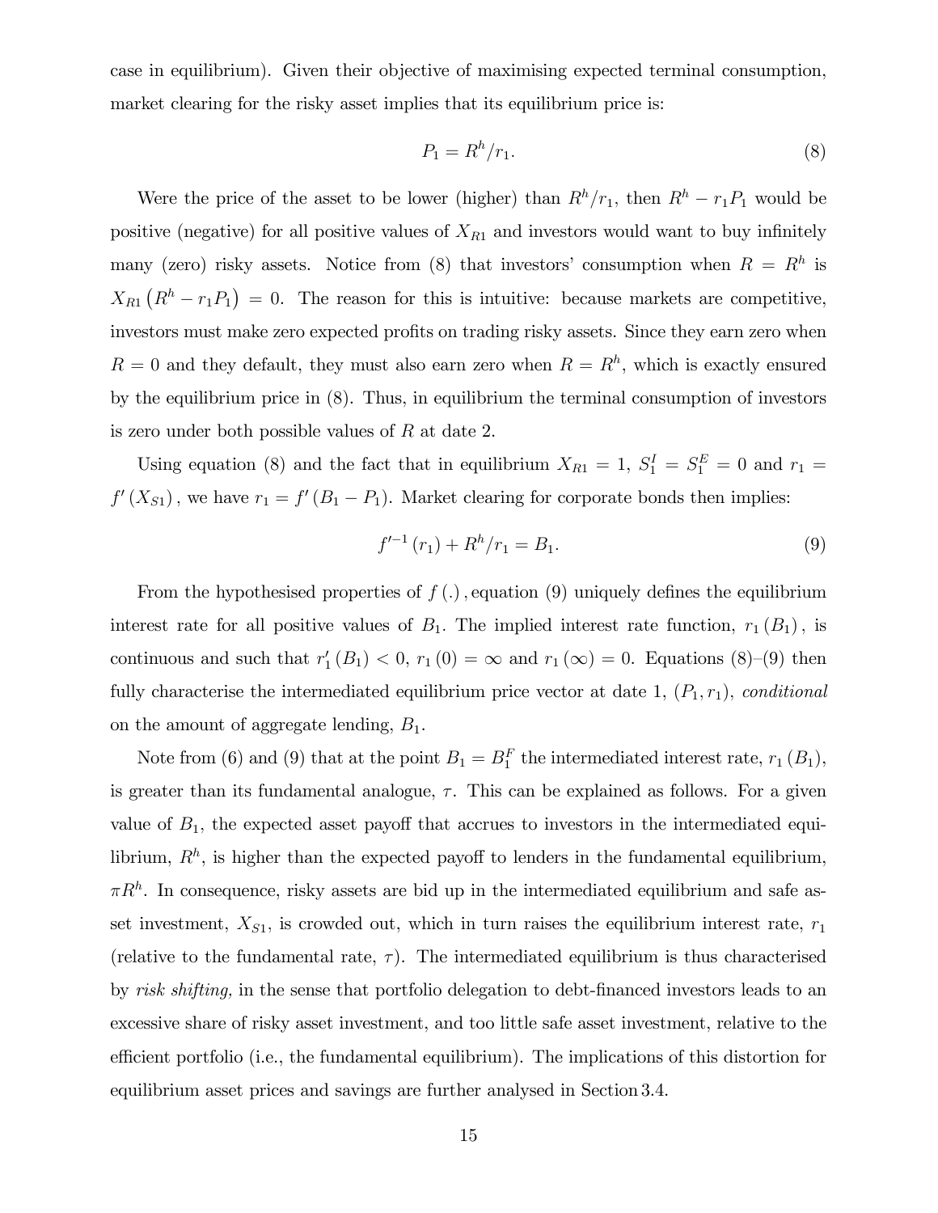case in equilibrium). Given their objective of maximising expected terminal consumption, market clearing for the risky asset implies that its equilibrium price is:

$$P_1 = R^h / r_1. \tag{8}$$

Were the price of the asset to be lower (higher) than $R^h/r_1$, then $R^h - r_1 P_1$ would be positive (negative) for all positive values of $X_{R1}$ and investors would want to buy infinitely many (zero) risky assets. Notice from (8) that investors' consumption when $R = R^h$ is $X_{R1}\left(R^h - r_1 P_1\right) = 0$. The reason for this is intuitive: because markets are competitive, investors must make zero expected profits on trading risky assets. Since they earn zero when $R = 0$ and they default, they must also earn zero when $R = R^h$, which is exactly ensured by the equilibrium price in (8). Thus, in equilibrium the terminal consumption of investors is zero under both possible values of $R$ at date 2.

Using equation (8) and the fact that in equilibrium $X_{R1} = 1$, $S_1^I = S_1^E = 0$ and $r_1 = f'(X_{S1})$, we have $r_1 = f'(B_1 - P_1)$. Market clearing for corporate bonds then implies:

$$f'^{-1}(r_1) + R^h / r_1 = B_1. \tag{9}$$

From the hypothesised properties of $f(.)$, equation (9) uniquely defines the equilibrium interest rate for all positive values of $B_1$. The implied interest rate function, $r_1(B_1)$, is continuous and such that $r_1'(B_1) < 0$, $r_1(0) = \infty$ and $r_1(\infty) = 0$. Equations (8)–(9) then fully characterise the intermediated equilibrium price vector at date 1, $(P_1, r_1)$, *conditional* on the amount of aggregate lending, $B_1$.

Note from (6) and (9) that at the point $B_1 = B_1^F$ the intermediated interest rate, $r_1(B_1)$, is greater than its fundamental analogue, $\tau$. This can be explained as follows. For a given value of $B_1$, the expected asset payoff that accrues to investors in the intermediated equilibrium, $R^h$, is higher than the expected payoff to lenders in the fundamental equilibrium, $\pi R^h$. In consequence, risky assets are bid up in the intermediated equilibrium and safe asset investment, $X_{S1}$, is crowded out, which in turn raises the equilibrium interest rate, $r_1$ (relative to the fundamental rate, $\tau$). The intermediated equilibrium is thus characterised by *risk shifting,* in the sense that portfolio delegation to debt-financed investors leads to an excessive share of risky asset investment, and too little safe asset investment, relative to the efficient portfolio (i.e., the fundamental equilibrium). The implications of this distortion for equilibrium asset prices and savings are further analysed in Section 3.4.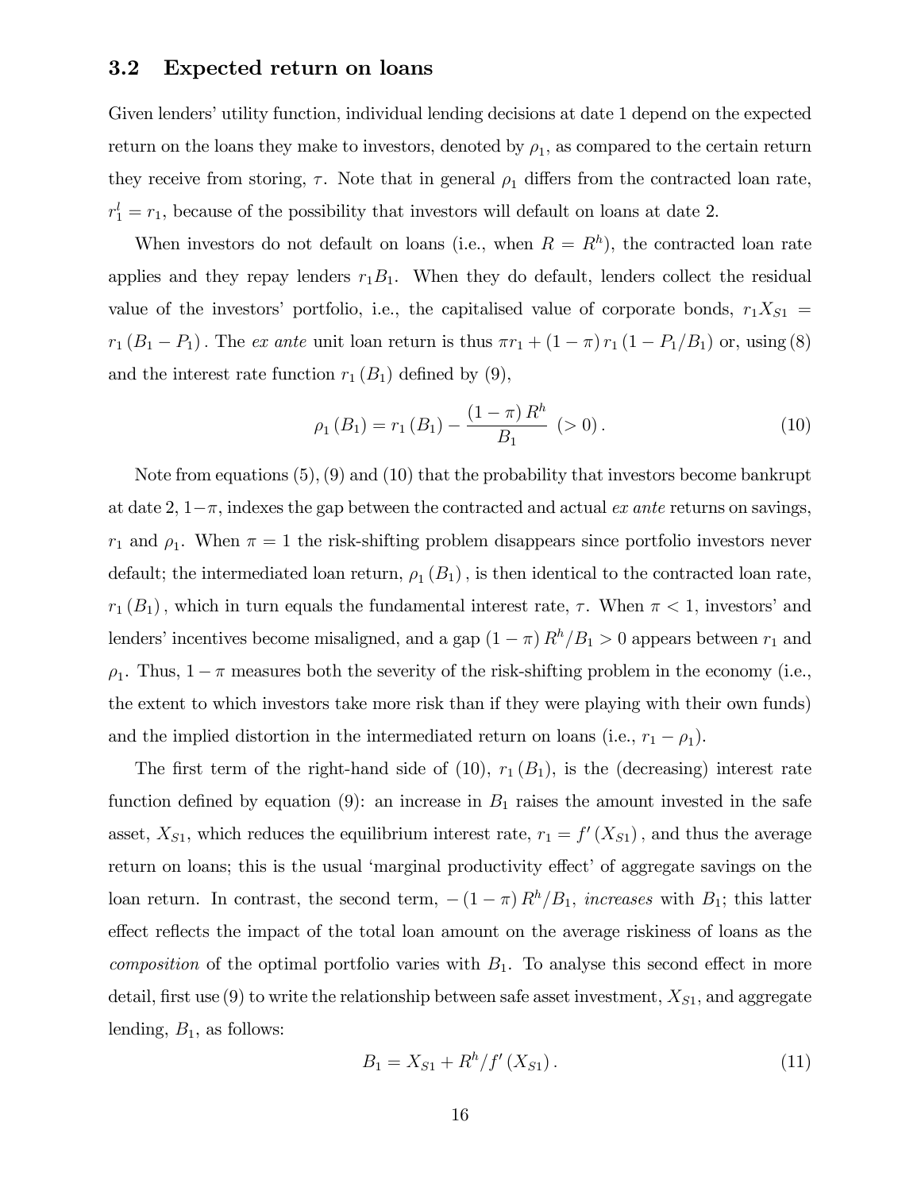### 3.2 Expected return on loans

Given lenders' utility function, individual lending decisions at date 1 depend on the expected return on the loans they make to investors, denoted by $\rho_1$, as compared to the certain return they receive from storing, $\tau$. Note that in general $\rho_1$ differs from the contracted loan rate, $r_1^l = r_1$, because of the possibility that investors will default on loans at date 2.

When investors do not default on loans (i.e., when $R = R^h$), the contracted loan rate applies and they repay lenders $r_1 B_1$. When they do default, lenders collect the residual value of the investors' portfolio, i.e., the capitalised value of corporate bonds, $r_1 X_{S1} = r_1 (B_1 - P_1)$. The *ex ante* unit loan return is thus $\pi r_1 + (1-\pi) r_1 (1 - P_1/B_1)$ or, using (8) and the interest rate function $r_1(B_1)$ defined by (9),

$$\rho_1 (B_1) = r_1 (B_1) - \frac{(1-\pi) R^h}{B_1} \ (>0). \tag{10}$$

Note from equations (5), (9) and (10) that the probability that investors become bankrupt at date 2, $1-\pi$, indexes the gap between the contracted and actual *ex ante* returns on savings, $r_1$ and $\rho_1$. When $\pi = 1$ the risk-shifting problem disappears since portfolio investors never default; the intermediated loan return, $\rho_1(B_1)$, is then identical to the contracted loan rate, $r_1(B_1)$, which in turn equals the fundamental interest rate, $\tau$. When $\pi < 1$, investors' and lenders' incentives become misaligned, and a gap $(1-\pi) R^h/B_1 > 0$ appears between $r_1$ and $\rho_1$. Thus, $1-\pi$ measures both the severity of the risk-shifting problem in the economy (i.e., the extent to which investors take more risk than if they were playing with their own funds) and the implied distortion in the intermediated return on loans (i.e., $r_1 - \rho_1$).

The first term of the right-hand side of (10), $r_1(B_1)$, is the (decreasing) interest rate function defined by equation (9): an increase in $B_1$ raises the amount invested in the safe asset, $X_{S1}$, which reduces the equilibrium interest rate, $r_1 = f'(X_{S1})$, and thus the average return on loans; this is the usual 'marginal productivity effect' of aggregate savings on the loan return. In contrast, the second term, $-(1-\pi) R^h/B_1$, *increases* with $B_1$; this latter effect reflects the impact of the total loan amount on the average riskiness of loans as the *composition* of the optimal portfolio varies with $B_1$. To analyse this second effect in more detail, first use (9) to write the relationship between safe asset investment, $X_{S1}$, and aggregate lending, $B_1$, as follows:

$$B_1 = X_{S1} + R^h / f'(X_{S1}). \tag{11}$$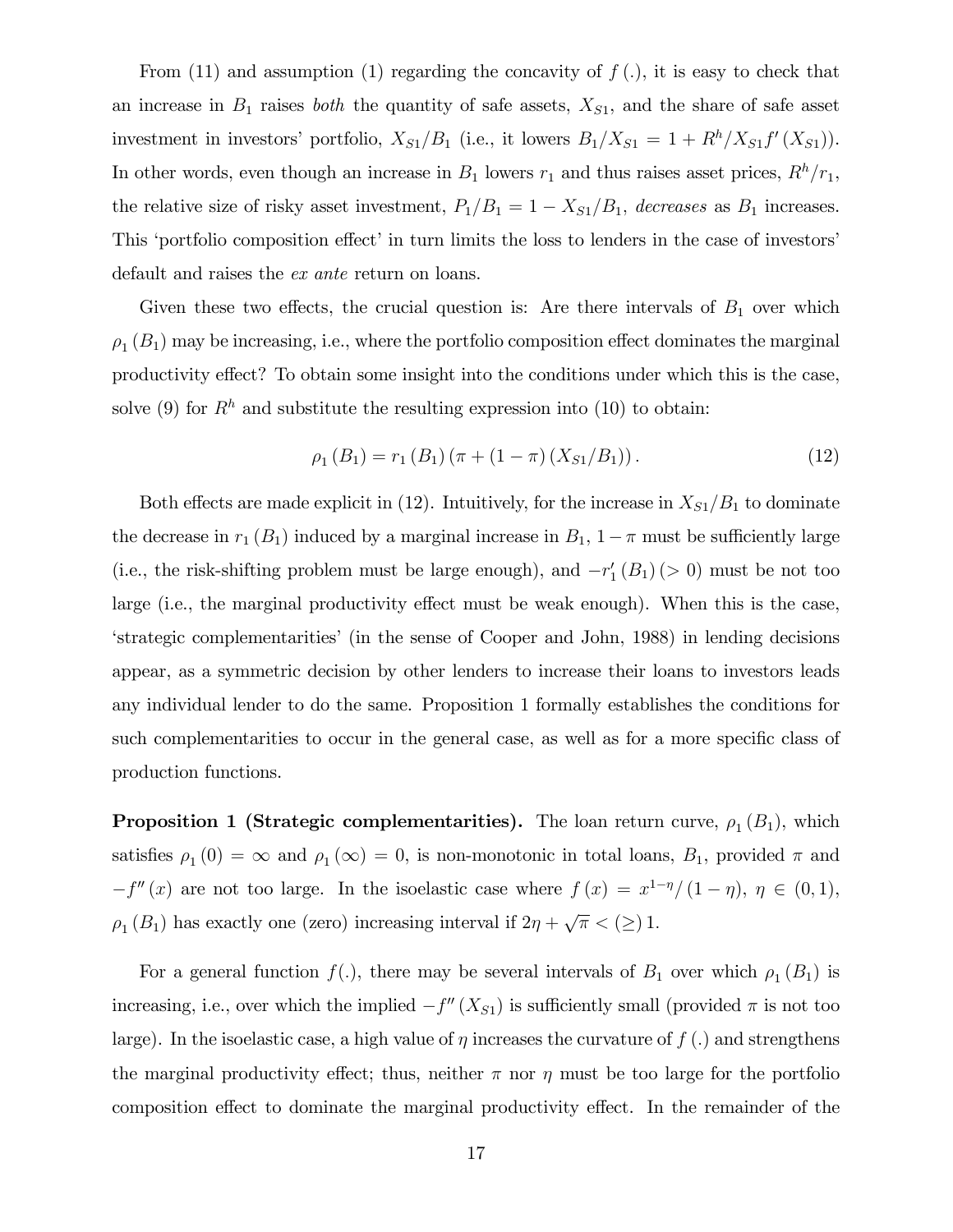From (11) and assumption (1) regarding the concavity of $f(.)$, it is easy to check that an increase in $B_1$ raises *both* the quantity of safe assets, $X_{S1}$, and the share of safe asset investment in investors' portfolio, $X_{S1}/B_1$ (i.e., it lowers $B_1/X_{S1} = 1 + R^h/X_{S1}f'(X_{S1})$). In other words, even though an increase in $B_1$ lowers $r_1$ and thus raises asset prices, $R^h/r_1$, the relative size of risky asset investment, $P_1/B_1 = 1 - X_{S1}/B_1$, *decreases* as $B_1$ increases. This 'portfolio composition effect' in turn limits the loss to lenders in the case of investors' default and raises the *ex ante* return on loans.

Given these two effects, the crucial question is: Are there intervals of $B_1$ over which $\rho_1(B_1)$ may be increasing, i.e., where the portfolio composition effect dominates the marginal productivity effect? To obtain some insight into the conditions under which this is the case, solve (9) for $R^h$ and substitute the resulting expression into (10) to obtain:

$$\rho_1(B_1) = r_1(B_1)(\pi + (1 - \pi)(X_{S1}/B_1)). \tag{12}$$

Both effects are made explicit in (12). Intuitively, for the increase in $X_{S1}/B_1$ to dominate the decrease in $r_1(B_1)$ induced by a marginal increase in $B_1$, $1 - \pi$ must be sufficiently large (i.e., the risk-shifting problem must be large enough), and $-r_1'(B_1)(> 0)$ must be not too large (i.e., the marginal productivity effect must be weak enough). When this is the case, 'strategic complementarities' (in the sense of Cooper and John, 1988) in lending decisions appear, as a symmetric decision by other lenders to increase their loans to investors leads any individual lender to do the same. Proposition 1 formally establishes the conditions for such complementarities to occur in the general case, as well as for a more specific class of production functions.

**Proposition 1 (Strategic complementarities).** The loan return curve, $\rho_1(B_1)$, which satisfies $\rho_1(0) = \infty$ and $\rho_1(\infty) = 0$, is non-monotonic in total loans, $B_1$, provided $\pi$ and $-f''(x)$ are not too large. In the isoelastic case where $f(x) = x^{1-\eta}/(1-\eta)$, $\eta \in (0,1)$, $\rho_1(B_1)$ has exactly one (zero) increasing interval if $2\eta + \sqrt{\pi} < (\geq) 1$.

For a general function $f(.)$, there may be several intervals of $B_1$ over which $\rho_1(B_1)$ is increasing, i.e., over which the implied $-f''(X_{S1})$ is sufficiently small (provided $\pi$ is not too large). In the isoelastic case, a high value of $\eta$ increases the curvature of $f(.)$ and strengthens the marginal productivity effect; thus, neither $\pi$ nor $\eta$ must be too large for the portfolio composition effect to dominate the marginal productivity effect. In the remainder of the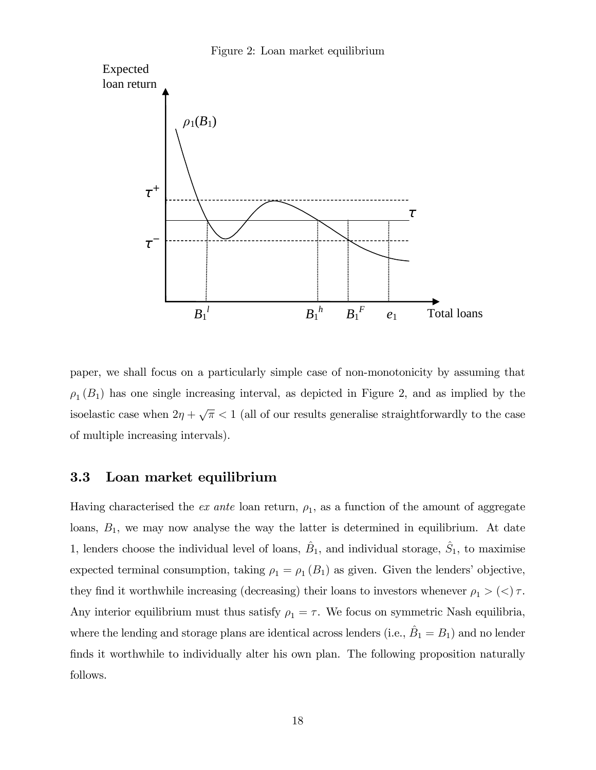Figure 2: Loan market equilibrium

paper, we shall focus on a particularly simple case of non-monotonicity by assuming that $\rho_1(B_1)$ has one single increasing interval, as depicted in Figure 2, and as implied by the isoelastic case when $2\eta + \sqrt{\pi} < 1$ (all of our results generalise straightforwardly to the case of multiple increasing intervals).

### 3.3 Loan market equilibrium

Having characterised the *ex ante* loan return, $\rho_1$, as a function of the amount of aggregate loans, $B_1$, we may now analyse the way the latter is determined in equilibrium. At date 1, lenders choose the individual level of loans, $\hat{B}_1$, and individual storage, $\hat{S}_1$, to maximise expected terminal consumption, taking $\rho_1 = \rho_1(B_1)$ as given. Given the lenders' objective, they find it worthwhile increasing (decreasing) their loans to investors whenever $\rho_1 > (<)\, \tau$. Any interior equilibrium must thus satisfy $\rho_1 = \tau$. We focus on symmetric Nash equilibria, where the lending and storage plans are identical across lenders (i.e., $\hat{B}_1 = B_1$) and no lender finds it worthwhile to individually alter his own plan. The following proposition naturally follows.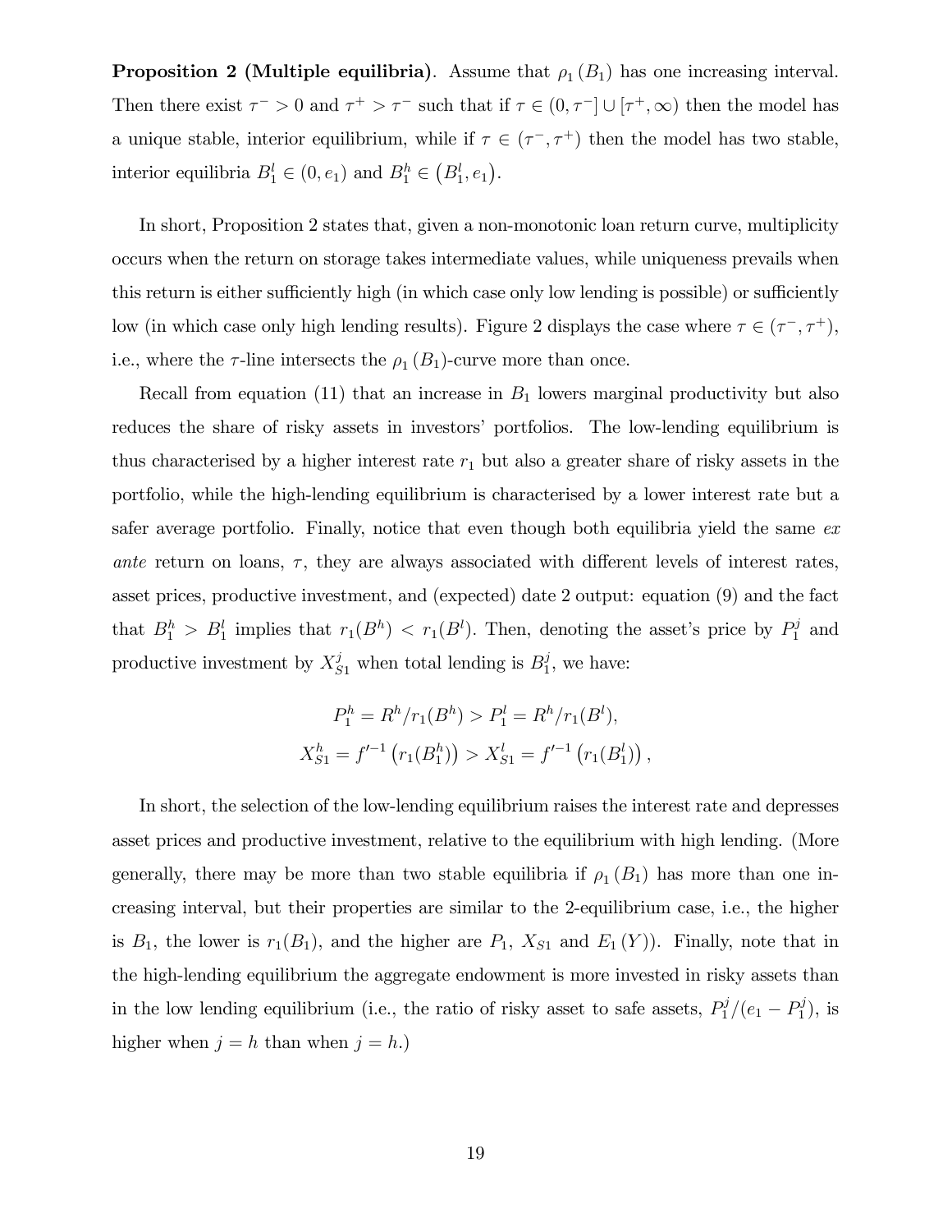**Proposition 2 (Multiple equilibria)**. Assume that $\rho_1(B_1)$ has one increasing interval. Then there exist $\tau^- > 0$ and $\tau^+ > \tau^-$ such that if $\tau \in (0, \tau^-] \cup [\tau^+, \infty)$ then the model has a unique stable, interior equilibrium, while if $\tau \in (\tau^-, \tau^+)$ then the model has two stable, interior equilibria $B_1^l \in (0, e_1)$ and $B_1^h \in (B_1^l, e_1)$.

In short, Proposition 2 states that, given a non-monotonic loan return curve, multiplicity occurs when the return on storage takes intermediate values, while uniqueness prevails when this return is either sufficiently high (in which case only low lending is possible) or sufficiently low (in which case only high lending results). Figure 2 displays the case where $\tau \in (\tau^-, \tau^+)$, i.e., where the $\tau$-line intersects the $\rho_1(B_1)$-curve more than once.

Recall from equation (11) that an increase in $B_1$ lowers marginal productivity but also reduces the share of risky assets in investors' portfolios. The low-lending equilibrium is thus characterised by a higher interest rate $r_1$ but also a greater share of risky assets in the portfolio, while the high-lending equilibrium is characterised by a lower interest rate but a safer average portfolio. Finally, notice that even though both equilibria yield the same *ex ante* return on loans, $\tau$, they are always associated with different levels of interest rates, asset prices, productive investment, and (expected) date 2 output: equation (9) and the fact that $B_1^h > B_1^l$ implies that $r_1(B^h) < r_1(B^l)$. Then, denoting the asset's price by $P_1^j$ and productive investment by $X_{S1}^j$ when total lending is $B_1^j$, we have:

$$P_1^h = R^h / r_1(B^h) > P_1^l = R^h / r_1(B^l),$$
$$X_{S1}^h = f'^{-1}\left(r_1(B_1^h)\right) > X_{S1}^l = f'^{-1}\left(r_1(B_1^l)\right),$$

In short, the selection of the low-lending equilibrium raises the interest rate and depresses asset prices and productive investment, relative to the equilibrium with high lending. (More generally, there may be more than two stable equilibria if $\rho_1(B_1)$ has more than one increasing interval, but their properties are similar to the 2-equilibrium case, i.e., the higher is $B_1$, the lower is $r_1(B_1)$, and the higher are $P_1$, $X_{S1}$ and $E_1(Y)$). Finally, note that in the high-lending equilibrium the aggregate endowment is more invested in risky assets than in the low lending equilibrium (i.e., the ratio of risky asset to safe assets, $P_1^j/(e_1 - P_1^j)$, is higher when $j = h$ than when $j = h$.)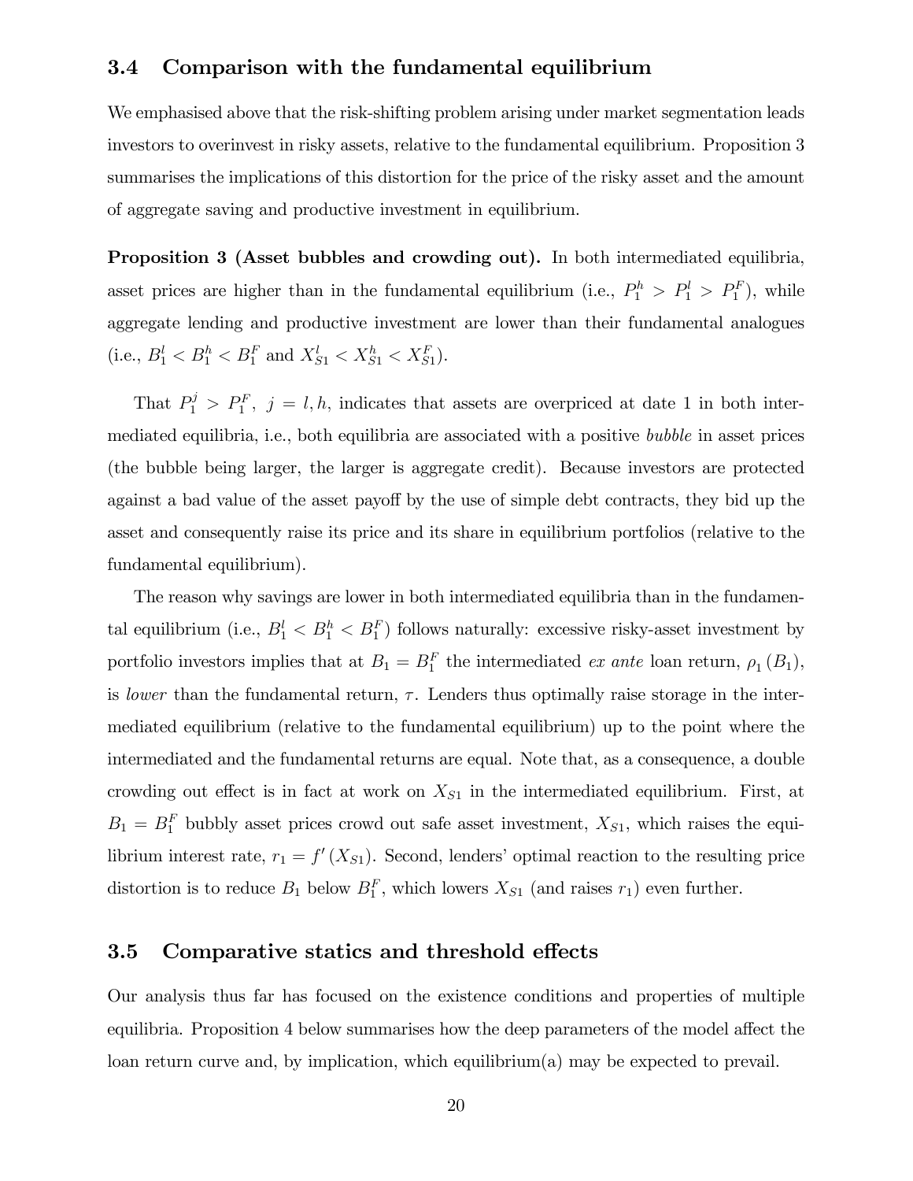### 3.4 Comparison with the fundamental equilibrium

We emphasised above that the risk-shifting problem arising under market segmentation leads investors to overinvest in risky assets, relative to the fundamental equilibrium. Proposition 3 summarises the implications of this distortion for the price of the risky asset and the amount of aggregate saving and productive investment in equilibrium.

**Proposition 3 (Asset bubbles and crowding out).** In both intermediated equilibria, asset prices are higher than in the fundamental equilibrium (i.e., $P_1^h > P_1^l > P_1^F$), while aggregate lending and productive investment are lower than their fundamental analogues (i.e., $B_1^l < B_1^h < B_1^F$ and $X_{S1}^l < X_{S1}^h < X_{S1}^F$).

That $P_1^j > P_1^F$, $j = l, h$, indicates that assets are overpriced at date 1 in both intermediated equilibria, i.e., both equilibria are associated with a positive *bubble* in asset prices (the bubble being larger, the larger is aggregate credit). Because investors are protected against a bad value of the asset payoff by the use of simple debt contracts, they bid up the asset and consequently raise its price and its share in equilibrium portfolios (relative to the fundamental equilibrium).

The reason why savings are lower in both intermediated equilibria than in the fundamental equilibrium (i.e., $B_1^l < B_1^h < B_1^F$) follows naturally: excessive risky-asset investment by portfolio investors implies that at $B_1 = B_1^F$ the intermediated *ex ante* loan return, $\rho_1(B_1)$, is *lower* than the fundamental return, $\tau$. Lenders thus optimally raise storage in the intermediated equilibrium (relative to the fundamental equilibrium) up to the point where the intermediated and the fundamental returns are equal. Note that, as a consequence, a double crowding out effect is in fact at work on $X_{S1}$ in the intermediated equilibrium. First, at $B_1 = B_1^F$ bubbly asset prices crowd out safe asset investment, $X_{S1}$, which raises the equilibrium interest rate, $r_1 = f'(X_{S1})$. Second, lenders' optimal reaction to the resulting price distortion is to reduce $B_1$ below $B_1^F$, which lowers $X_{S1}$ (and raises $r_1$) even further.

### 3.5 Comparative statics and threshold effects

Our analysis thus far has focused on the existence conditions and properties of multiple equilibria. Proposition 4 below summarises how the deep parameters of the model affect the loan return curve and, by implication, which equilibrium(a) may be expected to prevail.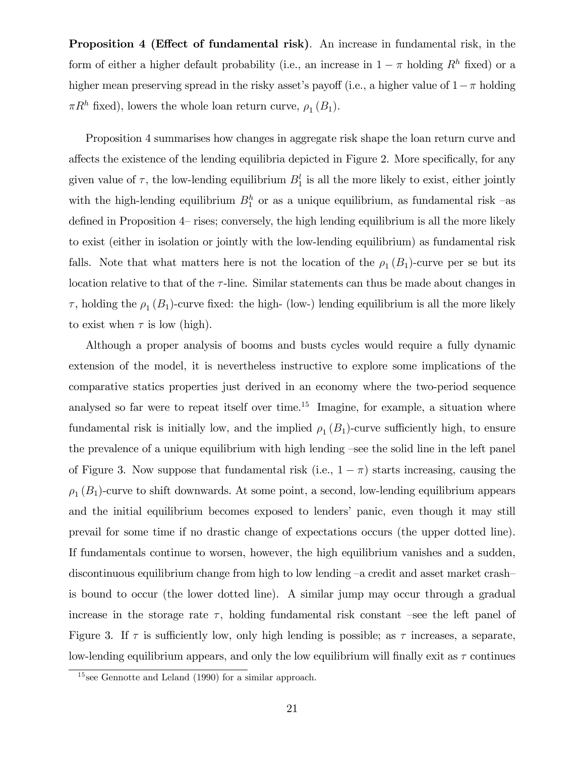**Proposition 4 (Effect of fundamental risk)**. An increase in fundamental risk, in the form of either a higher default probability (i.e., an increase in $1-\pi$ holding $R^h$ fixed) or a higher mean preserving spread in the risky asset's payoff (i.e., a higher value of $1-\pi$ holding $\pi R^h$ fixed), lowers the whole loan return curve, $\rho_1(B_1)$.

Proposition 4 summarises how changes in aggregate risk shape the loan return curve and affects the existence of the lending equilibria depicted in Figure 2. More specifically, for any given value of $\tau$, the low-lending equilibrium $B_1^l$ is all the more likely to exist, either jointly with the high-lending equilibrium $B_1^h$ or as a unique equilibrium, as fundamental risk –as defined in Proposition 4– rises; conversely, the high lending equilibrium is all the more likely to exist (either in isolation or jointly with the low-lending equilibrium) as fundamental risk falls. Note that what matters here is not the location of the $\rho_1(B_1)$-curve per se but its location relative to that of the $\tau$-line. Similar statements can thus be made about changes in $\tau$, holding the $\rho_1(B_1)$-curve fixed: the high- (low-) lending equilibrium is all the more likely to exist when $\tau$ is low (high).

Although a proper analysis of booms and busts cycles would require a fully dynamic extension of the model, it is nevertheless instructive to explore some implications of the comparative statics properties just derived in an economy where the two-period sequence analysed so far were to repeat itself over time.[15] Imagine, for example, a situation where fundamental risk is initially low, and the implied $\rho_1(B_1)$-curve sufficiently high, to ensure the prevalence of a unique equilibrium with high lending –see the solid line in the left panel of Figure 3. Now suppose that fundamental risk (i.e., $1-\pi$) starts increasing, causing the $\rho_1(B_1)$-curve to shift downwards. At some point, a second, low-lending equilibrium appears and the initial equilibrium becomes exposed to lenders' panic, even though it may still prevail for some time if no drastic change of expectations occurs (the upper dotted line). If fundamentals continue to worsen, however, the high equilibrium vanishes and a sudden, discontinuous equilibrium change from high to low lending –a credit and asset market crash– is bound to occur (the lower dotted line). A similar jump may occur through a gradual increase in the storage rate $\tau$, holding fundamental risk constant –see the left panel of Figure 3. If $\tau$ is sufficiently low, only high lending is possible; as $\tau$ increases, a separate, low-lending equilibrium appears, and only the low equilibrium will finally exit as $\tau$ continues

[15] see Gennotte and Leland (1990) for a similar approach.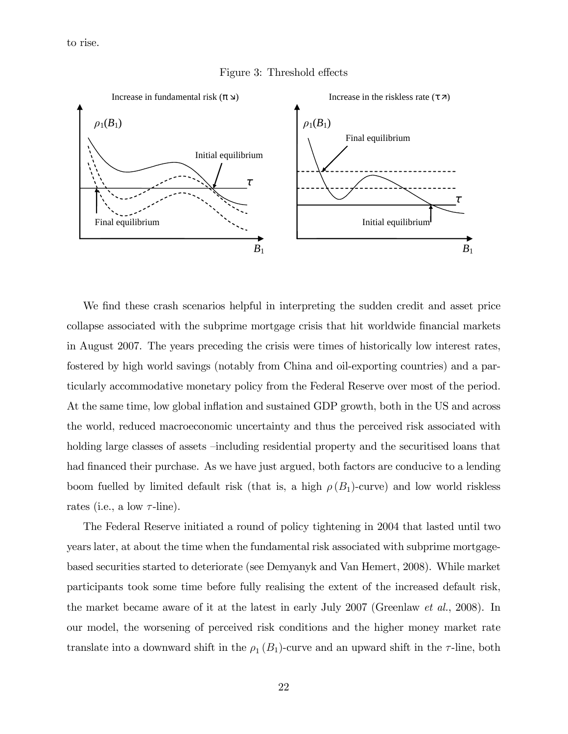to rise.

Figure 3: Threshold effects

We find these crash scenarios helpful in interpreting the sudden credit and asset price collapse associated with the subprime mortgage crisis that hit worldwide financial markets in August 2007. The years preceding the crisis were times of historically low interest rates, fostered by high world savings (notably from China and oil-exporting countries) and a particularly accommodative monetary policy from the Federal Reserve over most of the period. At the same time, low global inflation and sustained GDP growth, both in the US and across the world, reduced macroeconomic uncertainty and thus the perceived risk associated with holding large classes of assets –including residential property and the securitised loans that had financed their purchase. As we have just argued, both factors are conducive to a lending boom fuelled by limited default risk (that is, a high $\rho(B_1)$-curve) and low world riskless rates (i.e., a low $\tau$-line).

The Federal Reserve initiated a round of policy tightening in 2004 that lasted until two years later, at about the time when the fundamental risk associated with subprime mortgage-based securities started to deteriorate (see Demyanyk and Van Hemert, 2008). While market participants took some time before fully realising the extent of the increased default risk, the market became aware of it at the latest in early July 2007 (Greenlaw *et al.*, 2008). In our model, the worsening of perceived risk conditions and the higher money market rate translate into a downward shift in the $\rho_1(B_1)$-curve and an upward shift in the $\tau$-line, both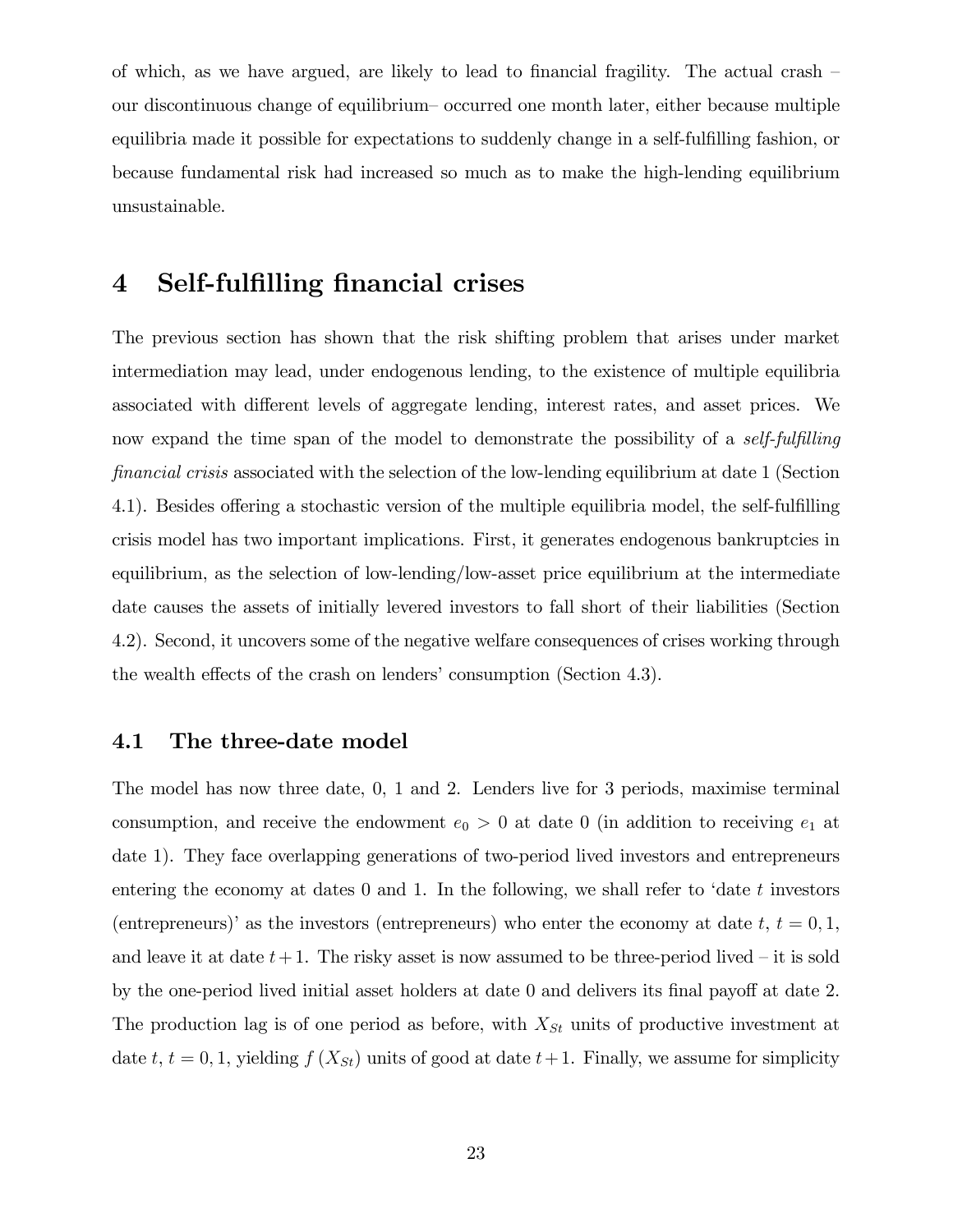of which, as we have argued, are likely to lead to financial fragility. The actual crash – our discontinuous change of equilibrium– occurred one month later, either because multiple equilibria made it possible for expectations to suddenly change in a self-fulfilling fashion, or because fundamental risk had increased so much as to make the high-lending equilibrium unsustainable.

# 4 Self-fulfilling financial crises

The previous section has shown that the risk shifting problem that arises under market intermediation may lead, under endogenous lending, to the existence of multiple equilibria associated with different levels of aggregate lending, interest rates, and asset prices. We now expand the time span of the model to demonstrate the possibility of a *self-fulfilling financial crisis* associated with the selection of the low-lending equilibrium at date 1 (Section 4.1). Besides offering a stochastic version of the multiple equilibria model, the self-fulfilling crisis model has two important implications. First, it generates endogenous bankruptcies in equilibrium, as the selection of low-lending/low-asset price equilibrium at the intermediate date causes the assets of initially levered investors to fall short of their liabilities (Section 4.2). Second, it uncovers some of the negative welfare consequences of crises working through the wealth effects of the crash on lenders' consumption (Section 4.3).

## 4.1 The three-date model

The model has now three date, 0, 1 and 2. Lenders live for 3 periods, maximise terminal consumption, and receive the endowment $e_0 > 0$ at date 0 (in addition to receiving $e_1$ at date 1). They face overlapping generations of two-period lived investors and entrepreneurs entering the economy at dates 0 and 1. In the following, we shall refer to 'date $t$ investors (entrepreneurs)' as the investors (entrepreneurs) who enter the economy at date $t$, $t = 0, 1$, and leave it at date $t+1$. The risky asset is now assumed to be three-period lived – it is sold by the one-period lived initial asset holders at date 0 and delivers its final payoff at date 2. The production lag is of one period as before, with $X_{St}$ units of productive investment at date $t$, $t = 0, 1$, yielding $f(X_{St})$ units of good at date $t+1$. Finally, we assume for simplicity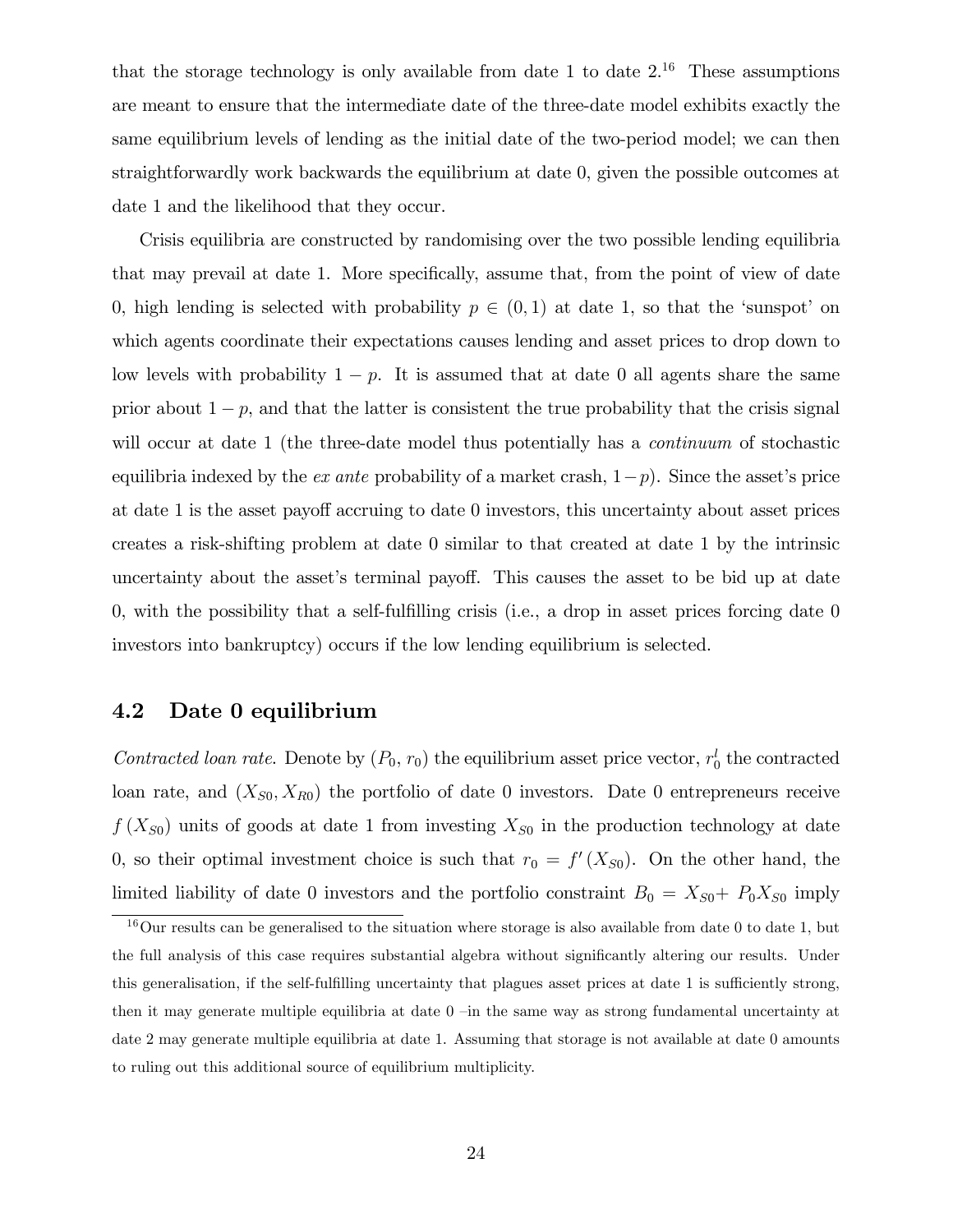that the storage technology is only available from date 1 to date 2.[16] These assumptions are meant to ensure that the intermediate date of the three-date model exhibits exactly the same equilibrium levels of lending as the initial date of the two-period model; we can then straightforwardly work backwards the equilibrium at date 0, given the possible outcomes at date 1 and the likelihood that they occur.

Crisis equilibria are constructed by randomising over the two possible lending equilibria that may prevail at date 1. More specifically, assume that, from the point of view of date 0, high lending is selected with probability $p \in (0,1)$ at date 1, so that the 'sunspot' on which agents coordinate their expectations causes lending and asset prices to drop down to low levels with probability $1-p$. It is assumed that at date 0 all agents share the same prior about $1-p$, and that the latter is consistent the true probability that the crisis signal will occur at date 1 (the three-date model thus potentially has a *continuum* of stochastic equilibria indexed by the *ex ante* probability of a market crash, $1-p$). Since the asset's price at date 1 is the asset payoff accruing to date 0 investors, this uncertainty about asset prices creates a risk-shifting problem at date 0 similar to that created at date 1 by the intrinsic uncertainty about the asset's terminal payoff. This causes the asset to be bid up at date 0, with the possibility that a self-fulfilling crisis (i.e., a drop in asset prices forcing date 0 investors into bankruptcy) occurs if the low lending equilibrium is selected.

## 4.2 Date 0 equilibrium

*Contracted loan rate.* Denote by $(P_0, r_0)$ the equilibrium asset price vector, $r_0^l$ the contracted loan rate, and $(X_{S0}, X_{R0})$ the portfolio of date 0 investors. Date 0 entrepreneurs receive $f(X_{S0})$ units of goods at date 1 from investing $X_{S0}$ in the production technology at date 0, so their optimal investment choice is such that $r_0 = f'(X_{S0})$. On the other hand, the limited liability of date 0 investors and the portfolio constraint $B_0 = X_{S0} + P_0 X_{S0}$ imply

[16] Our results can be generalised to the situation where storage is also available from date 0 to date 1, but the full analysis of this case requires substantial algebra without significantly altering our results. Under this generalisation, if the self-fulfilling uncertainty that plagues asset prices at date 1 is sufficiently strong, then it may generate multiple equilibria at date 0 –in the same way as strong fundamental uncertainty at date 2 may generate multiple equilibria at date 1. Assuming that storage is not available at date 0 amounts to ruling out this additional source of equilibrium multiplicity.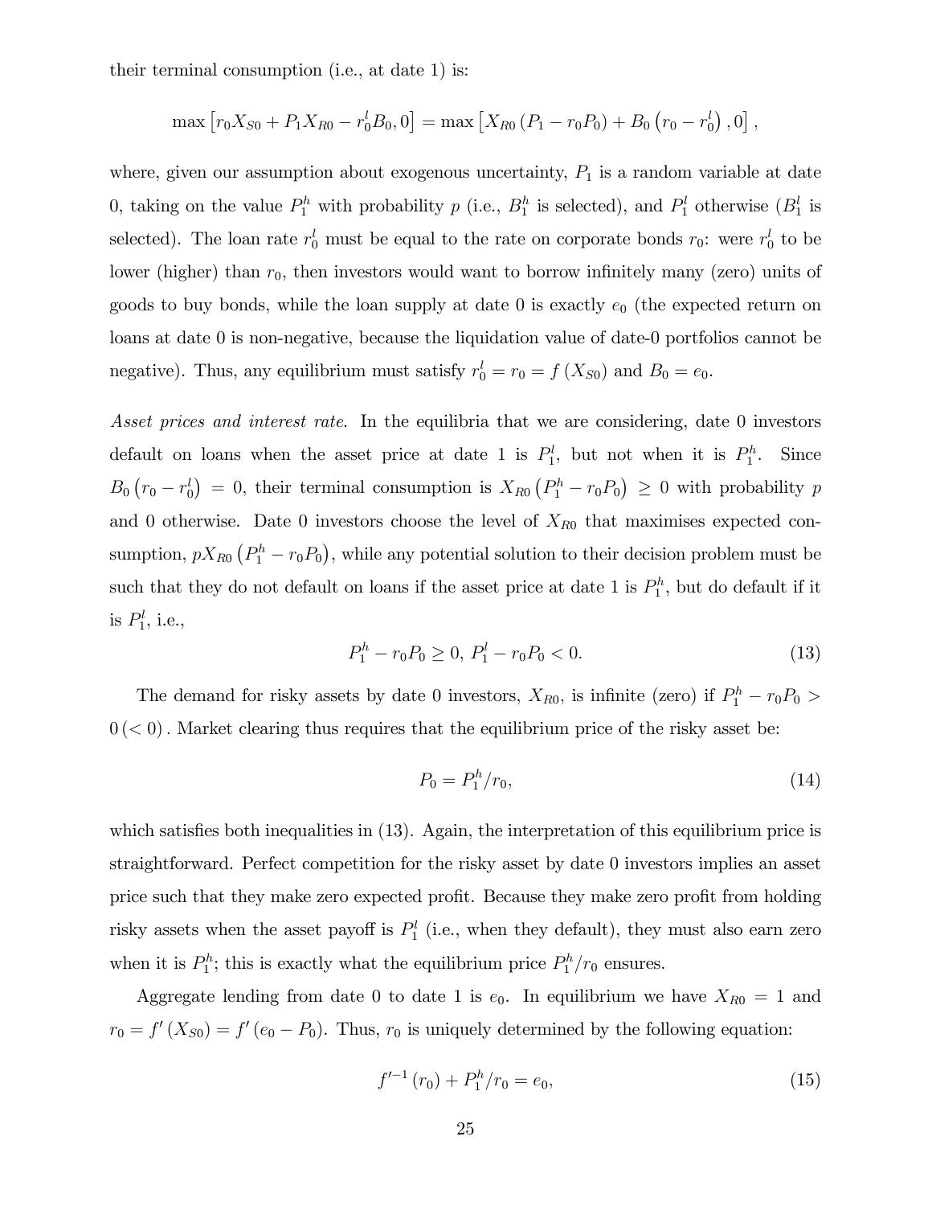their terminal consumption (i.e., at date 1) is:

$$\max\left[r_0 X_{S0} + P_1 X_{R0} - r_0^l B_0, 0\right] = \max\left[X_{R0}\left(P_1 - r_0 P_0\right) + B_0\left(r_0 - r_0^l\right), 0\right],$$

where, given our assumption about exogenous uncertainty, $P_1$ is a random variable at date 0, taking on the value $P_1^h$ with probability $p$ (i.e., $B_1^h$ is selected), and $P_1^l$ otherwise ($B_1^l$ is selected). The loan rate $r_0^l$ must be equal to the rate on corporate bonds $r_0$: were $r_0^l$ to be lower (higher) than $r_0$, then investors would want to borrow infinitely many (zero) units of goods to buy bonds, while the loan supply at date 0 is exactly $e_0$ (the expected return on loans at date 0 is non-negative, because the liquidation value of date-0 portfolios cannot be negative). Thus, any equilibrium must satisfy $r_0^l = r_0 = f\left(X_{S0}\right)$ and $B_0 = e_0$.

*Asset prices and interest rate.* In the equilibria that we are considering, date 0 investors default on loans when the asset price at date 1 is $P_1^l$, but not when it is $P_1^h$. Since $B_0\left(r_0 - r_0^l\right) = 0$, their terminal consumption is $X_{R0}\left(P_1^h - r_0 P_0\right) \geq 0$ with probability $p$ and 0 otherwise. Date 0 investors choose the level of $X_{R0}$ that maximises expected consumption, $pX_{R0}\left(P_1^h - r_0 P_0\right)$, while any potential solution to their decision problem must be such that they do not default on loans if the asset price at date 1 is $P_1^h$, but do default if it is $P_1^l$, i.e.,

$$P_1^h - r_0 P_0 \geq 0,\; P_1^l - r_0 P_0 < 0. \tag{13}$$

The demand for risky assets by date 0 investors, $X_{R0}$, is infinite (zero) if $P_1^h - r_0 P_0 > 0\,(< 0)$. Market clearing thus requires that the equilibrium price of the risky asset be:

$$P_0 = P_1^h / r_0, \tag{14}$$

which satisfies both inequalities in (13). Again, the interpretation of this equilibrium price is straightforward. Perfect competition for the risky asset by date 0 investors implies an asset price such that they make zero expected profit. Because they make zero profit from holding risky assets when the asset payoff is $P_1^l$ (i.e., when they default), they must also earn zero when it is $P_1^h$; this is exactly what the equilibrium price $P_1^h/r_0$ ensures.

Aggregate lending from date 0 to date 1 is $e_0$. In equilibrium we have $X_{R0} = 1$ and $r_0 = f'\left(X_{S0}\right) = f'\left(e_0 - P_0\right)$. Thus, $r_0$ is uniquely determined by the following equation:

$$f'^{-1}\left(r_0\right) + P_1^h / r_0 = e_0, \tag{15}$$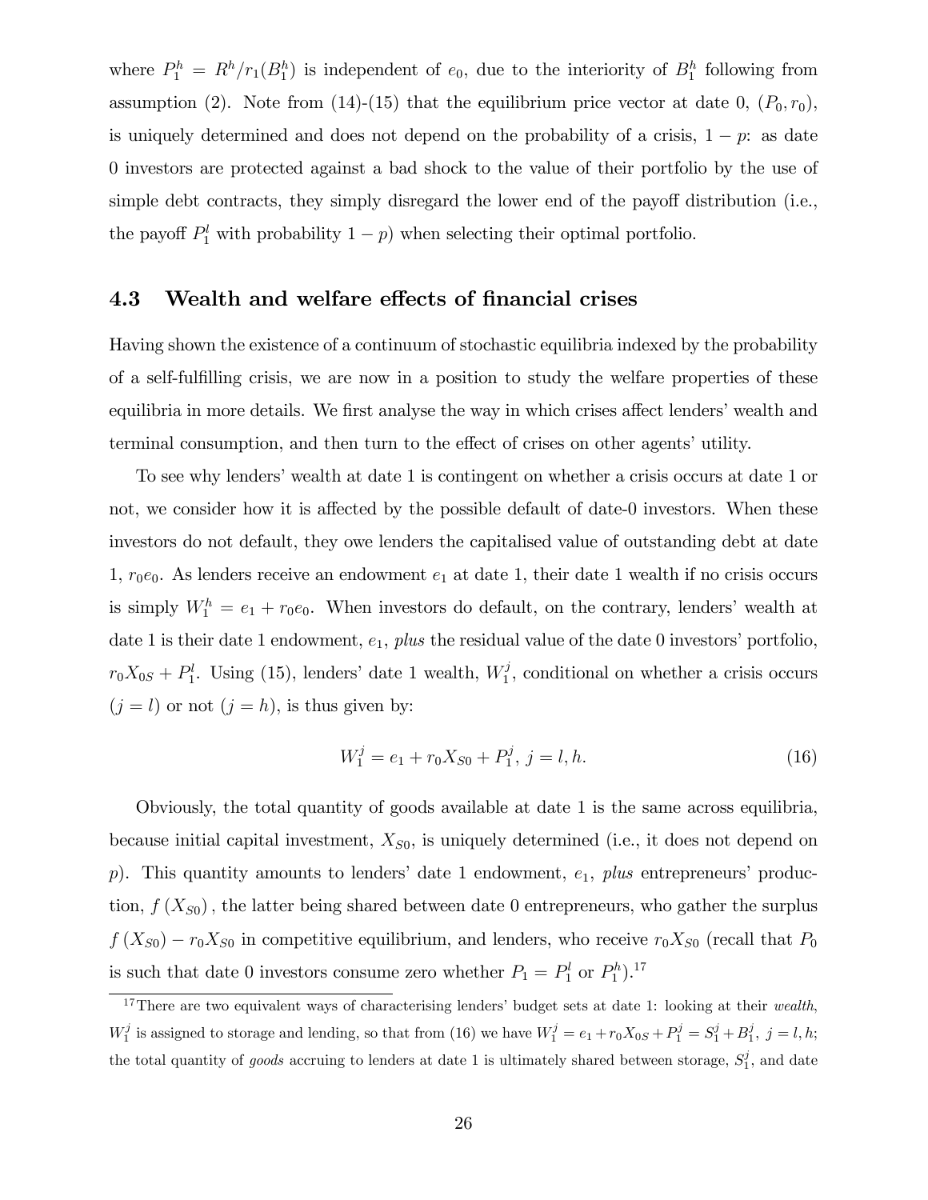where $P_1^h = R^h/r_1(B_1^h)$ is independent of $e_0$, due to the interiority of $B_1^h$ following from assumption (2). Note from (14)-(15) that the equilibrium price vector at date 0, $(P_0, r_0)$, is uniquely determined and does not depend on the probability of a crisis, $1-p$: as date 0 investors are protected against a bad shock to the value of their portfolio by the use of simple debt contracts, they simply disregard the lower end of the payoff distribution (i.e., the payoff $P_1^l$ with probability $1-p$) when selecting their optimal portfolio.

### 4.3 Wealth and welfare effects of financial crises

Having shown the existence of a continuum of stochastic equilibria indexed by the probability of a self-fulfilling crisis, we are now in a position to study the welfare properties of these equilibria in more details. We first analyse the way in which crises affect lenders' wealth and terminal consumption, and then turn to the effect of crises on other agents' utility.

To see why lenders' wealth at date 1 is contingent on whether a crisis occurs at date 1 or not, we consider how it is affected by the possible default of date-0 investors. When these investors do not default, they owe lenders the capitalised value of outstanding debt at date 1, $r_0 e_0$. As lenders receive an endowment $e_1$ at date 1, their date 1 wealth if no crisis occurs is simply $W_1^h = e_1 + r_0 e_0$. When investors do default, on the contrary, lenders' wealth at date 1 is their date 1 endowment, $e_1$, *plus* the residual value of the date 0 investors' portfolio, $r_0 X_{0S} + P_1^l$. Using (15), lenders' date 1 wealth, $W_1^j$, conditional on whether a crisis occurs ($j = l$) or not ($j = h$), is thus given by:

$$W_1^j = e_1 + r_0 X_{S0} + P_1^j, \; j = l, h. \tag{16}$$

Obviously, the total quantity of goods available at date 1 is the same across equilibria, because initial capital investment, $X_{S0}$, is uniquely determined (i.e., it does not depend on $p$). This quantity amounts to lenders' date 1 endowment, $e_1$, *plus* entrepreneurs' production, $f(X_{S0})$, the latter being shared between date 0 entrepreneurs, who gather the surplus $f(X_{S0}) - r_0 X_{S0}$ in competitive equilibrium, and lenders, who receive $r_0 X_{S0}$ (recall that $P_0$ is such that date 0 investors consume zero whether $P_1 = P_1^l$ or $P_1^h$).[17]

[17] There are two equivalent ways of characterising lenders' budget sets at date 1: looking at their *wealth*, $W_1^j$ is assigned to storage and lending, so that from (16) we have $W_1^j = e_1 + r_0 X_{0S} + P_1^j = S_1^j + B_1^j, \; j = l, h$; the total quantity of *goods* accruing to lenders at date 1 is ultimately shared between storage, $S_1^j$, and date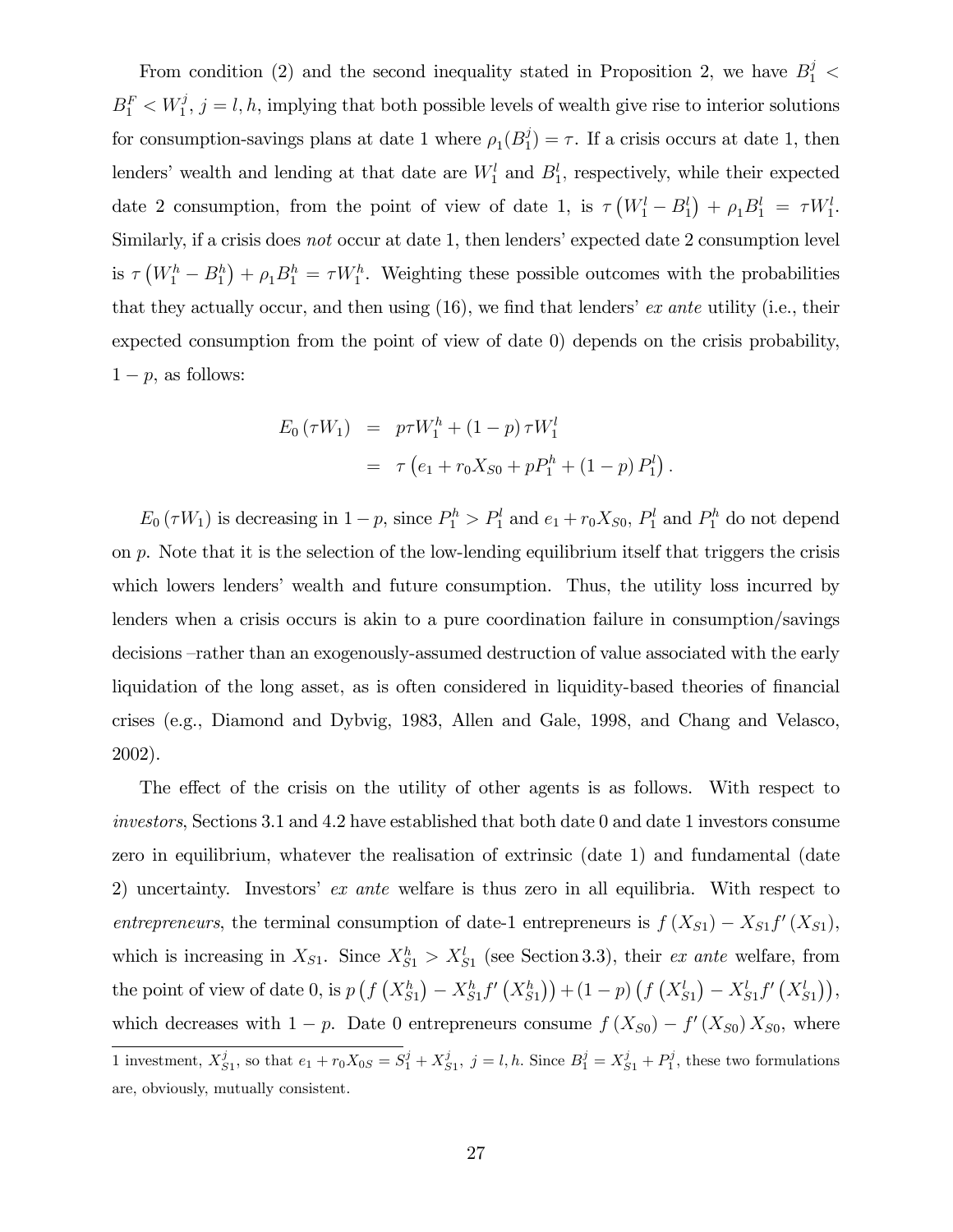From condition (2) and the second inequality stated in Proposition 2, we have $B_1^j < B_1^F < W_1^j$, $j = l, h$, implying that both possible levels of wealth give rise to interior solutions for consumption-savings plans at date 1 where $\rho_1(B_1^j) = \tau$. If a crisis occurs at date 1, then lenders' wealth and lending at that date are $W_1^l$ and $B_1^l$, respectively, while their expected date 2 consumption, from the point of view of date 1, is $\tau\left(W_1^l - B_1^l\right) + \rho_1 B_1^l = \tau W_1^l$. Similarly, if a crisis does *not* occur at date 1, then lenders' expected date 2 consumption level is $\tau\left(W_1^h - B_1^h\right) + \rho_1 B_1^h = \tau W_1^h$. Weighting these possible outcomes with the probabilities that they actually occur, and then using (16), we find that lenders' *ex ante* utility (i.e., their expected consumption from the point of view of date 0) depends on the crisis probability, $1 - p$, as follows:

$$
\begin{aligned}
E_0\left(\tau W_1\right) &= p\tau W_1^h + (1-p)\,\tau W_1^l \\
&= \tau\left(e_1 + r_0 X_{S0} + pP_1^h + (1-p)\,P_1^l\right).
\end{aligned}
$$

$E_0\left(\tau W_1\right)$ is decreasing in $1-p$, since $P_1^h > P_1^l$ and $e_1 + r_0 X_{S0}$, $P_1^l$ and $P_1^h$ do not depend on $p$. Note that it is the selection of the low-lending equilibrium itself that triggers the crisis which lowers lenders' wealth and future consumption. Thus, the utility loss incurred by lenders when a crisis occurs is akin to a pure coordination failure in consumption/savings decisions –rather than an exogenously-assumed destruction of value associated with the early liquidation of the long asset, as is often considered in liquidity-based theories of financial crises (e.g., Diamond and Dybvig, 1983, Allen and Gale, 1998, and Chang and Velasco, 2002).

The effect of the crisis on the utility of other agents is as follows. With respect to *investors*, Sections 3.1 and 4.2 have established that both date 0 and date 1 investors consume zero in equilibrium, whatever the realisation of extrinsic (date 1) and fundamental (date 2) uncertainty. Investors' *ex ante* welfare is thus zero in all equilibria. With respect to *entrepreneurs*, the terminal consumption of date-1 entrepreneurs is $f\left(X_{S1}\right) - X_{S1} f'\left(X_{S1}\right)$, which is increasing in $X_{S1}$. Since $X_{S1}^h > X_{S1}^l$ (see Section 3.3), their *ex ante* welfare, from the point of view of date 0, is $p\left(f\left(X_{S1}^h\right) - X_{S1}^h f'\left(X_{S1}^h\right)\right) + (1-p)\left(f\left(X_{S1}^l\right) - X_{S1}^l f'\left(X_{S1}^l\right)\right)$, which decreases with $1-p$. Date 0 entrepreneurs consume $f\left(X_{S0}\right) - f'\left(X_{S0}\right) X_{S0}$, where

---

1 investment, $X_{S1}^j$, so that $e_1 + r_0 X_{0S} = S_1^j + X_{S1}^j$, $j = l, h$. Since $B_1^j = X_{S1}^j + P_1^j$, these two formulations are, obviously, mutually consistent.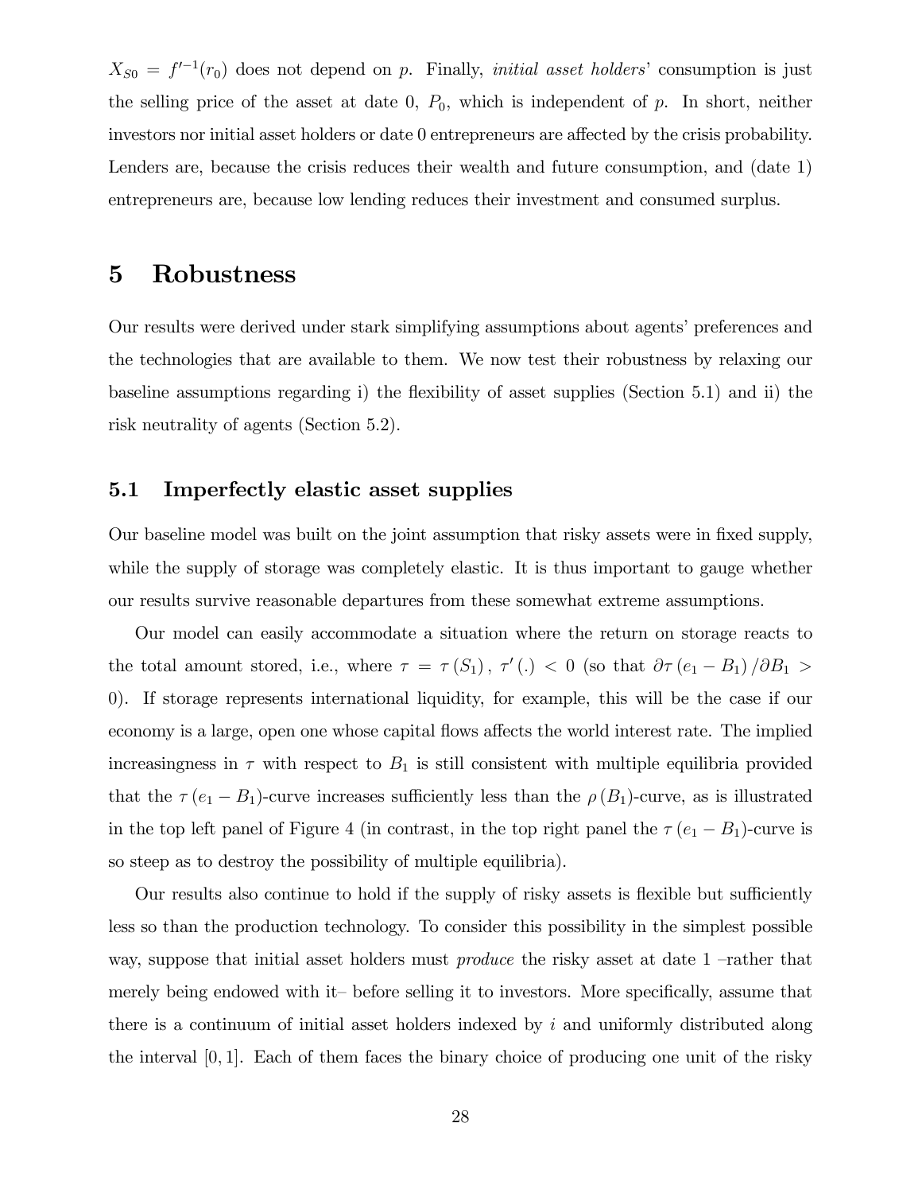$X_{S0} = f'^{-1}(r_0)$ does not depend on $p$. Finally, *initial asset holders*' consumption is just the selling price of the asset at date 0, $P_0$, which is independent of $p$. In short, neither investors nor initial asset holders or date 0 entrepreneurs are affected by the crisis probability. Lenders are, because the crisis reduces their wealth and future consumption, and (date 1) entrepreneurs are, because low lending reduces their investment and consumed surplus.

# 5 Robustness

Our results were derived under stark simplifying assumptions about agents' preferences and the technologies that are available to them. We now test their robustness by relaxing our baseline assumptions regarding i) the flexibility of asset supplies (Section 5.1) and ii) the risk neutrality of agents (Section 5.2).

## 5.1 Imperfectly elastic asset supplies

Our baseline model was built on the joint assumption that risky assets were in fixed supply, while the supply of storage was completely elastic. It is thus important to gauge whether our results survive reasonable departures from these somewhat extreme assumptions.

Our model can easily accommodate a situation where the return on storage reacts to the total amount stored, i.e., where $\tau = \tau(S_1)$, $\tau'(.) < 0$ (so that $\partial\tau(e_1 - B_1)/\partial B_1 > 0$). If storage represents international liquidity, for example, this will be the case if our economy is a large, open one whose capital flows affects the world interest rate. The implied increasingness in $\tau$ with respect to $B_1$ is still consistent with multiple equilibria provided that the $\tau(e_1 - B_1)$-curve increases sufficiently less than the $\rho(B_1)$-curve, as is illustrated in the top left panel of Figure 4 (in contrast, in the top right panel the $\tau(e_1 - B_1)$-curve is so steep as to destroy the possibility of multiple equilibria).

Our results also continue to hold if the supply of risky assets is flexible but sufficiently less so than the production technology. To consider this possibility in the simplest possible way, suppose that initial asset holders must *produce* the risky asset at date 1 –rather that merely being endowed with it– before selling it to investors. More specifically, assume that there is a continuum of initial asset holders indexed by $i$ and uniformly distributed along the interval $[0, 1]$. Each of them faces the binary choice of producing one unit of the risky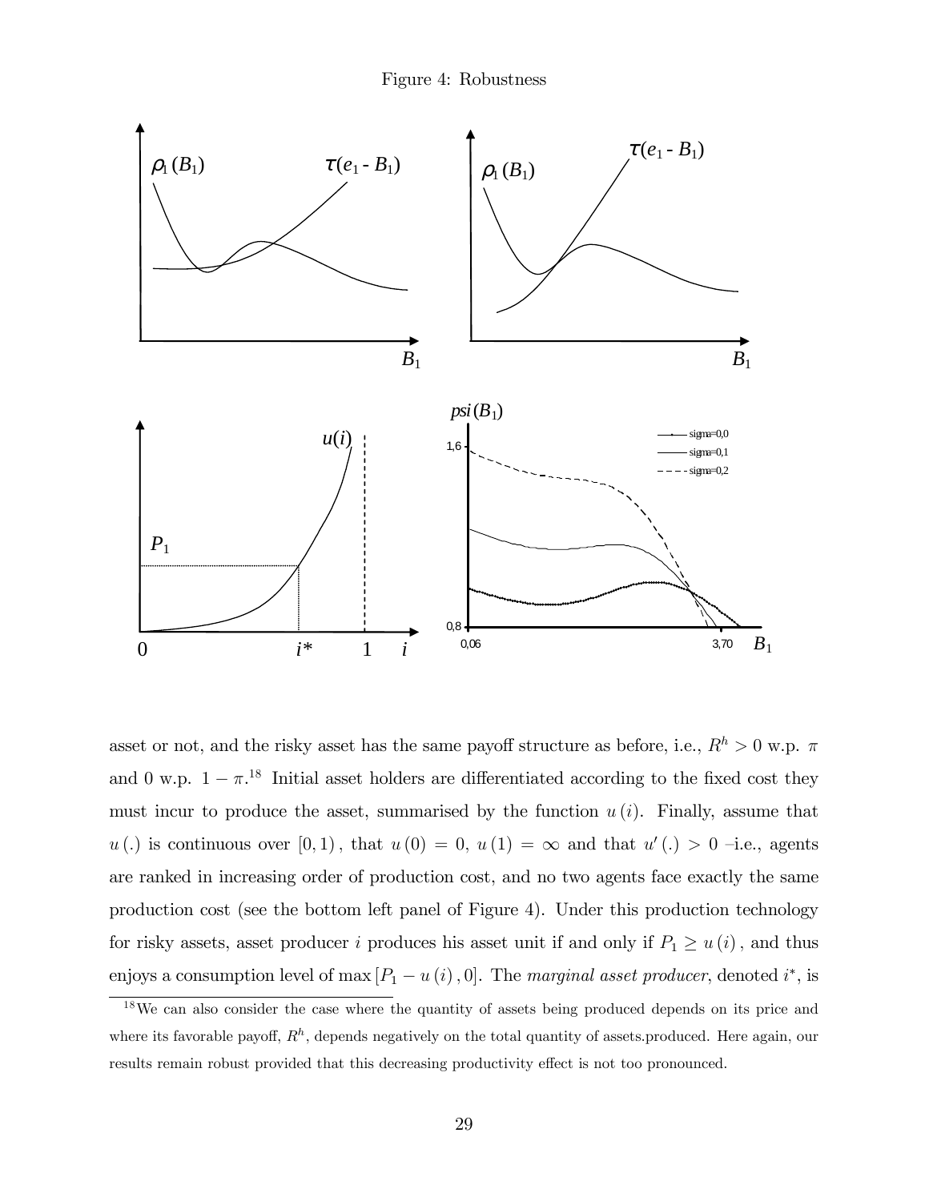Figure 4: Robustness

asset or not, and the risky asset has the same payoff structure as before, i.e., $R^h > 0$ w.p. $\pi$ and 0 w.p. $1 - \pi$.[18] Initial asset holders are differentiated according to the fixed cost they must incur to produce the asset, summarised by the function $u(i)$. Finally, assume that $u(.)$ is continuous over $[0, 1)$, that $u(0) = 0$, $u(1) = \infty$ and that $u'(.) > 0$ –i.e., agents are ranked in increasing order of production cost, and no two agents face exactly the same production cost (see the bottom left panel of Figure 4). Under this production technology for risky assets, asset producer $i$ produces his asset unit if and only if $P_1 \geq u(i)$, and thus enjoys a consumption level of $\max[P_1 - u(i), 0]$. The *marginal asset producer*, denoted $i^*$, is

[18] We can also consider the case where the quantity of assets being produced depends on its price and where its favorable payoff, $R^h$, depends negatively on the total quantity of assets.produced. Here again, our results remain robust provided that this decreasing productivity effect is not too pronounced.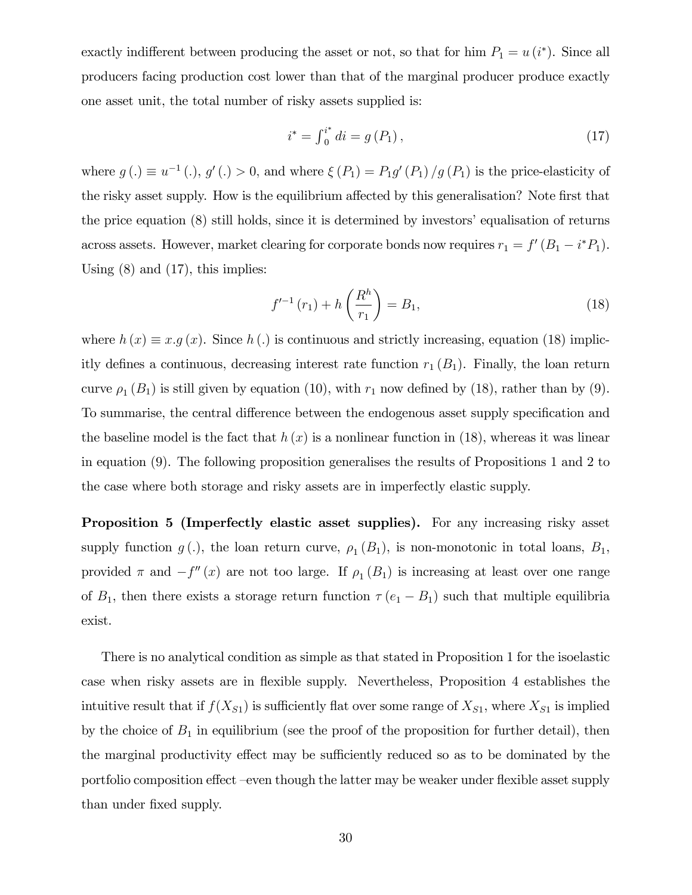exactly indifferent between producing the asset or not, so that for him $P_1 = u(i^*)$. Since all producers facing production cost lower than that of the marginal producer produce exactly one asset unit, the total number of risky assets supplied is:

$$i^* = \int_0^{i^*} di = g(P_1), \tag{17}$$

where $g(.) \equiv u^{-1}(.)$, $g'(.) > 0$, and where $\xi(P_1) = P_1 g'(P_1)/g(P_1)$ is the price-elasticity of the risky asset supply. How is the equilibrium affected by this generalisation? Note first that the price equation (8) still holds, since it is determined by investors' equalisation of returns across assets. However, market clearing for corporate bonds now requires $r_1 = f'(B_1 - i^* P_1)$. Using (8) and (17), this implies:

$$f'^{-1}(r_1) + h\left(\frac{R^h}{r_1}\right) = B_1, \tag{18}$$

where $h(x) \equiv x.g(x)$. Since $h(.)$ is continuous and strictly increasing, equation (18) implicitly defines a continuous, decreasing interest rate function $r_1(B_1)$. Finally, the loan return curve $\rho_1(B_1)$ is still given by equation (10), with $r_1$ now defined by (18), rather than by (9). To summarise, the central difference between the endogenous asset supply specification and the baseline model is the fact that $h(x)$ is a nonlinear function in (18), whereas it was linear in equation (9). The following proposition generalises the results of Propositions 1 and 2 to the case where both storage and risky assets are in imperfectly elastic supply.

**Proposition 5 (Imperfectly elastic asset supplies).** For any increasing risky asset supply function $g(.)$, the loan return curve, $\rho_1(B_1)$, is non-monotonic in total loans, $B_1$, provided $\pi$ and $-f''(x)$ are not too large. If $\rho_1(B_1)$ is increasing at least over one range of $B_1$, then there exists a storage return function $\tau(e_1 - B_1)$ such that multiple equilibria exist.

There is no analytical condition as simple as that stated in Proposition 1 for the isoelastic case when risky assets are in flexible supply. Nevertheless, Proposition 4 establishes the intuitive result that if $f(X_{S1})$ is sufficiently flat over some range of $X_{S1}$, where $X_{S1}$ is implied by the choice of $B_1$ in equilibrium (see the proof of the proposition for further detail), then the marginal productivity effect may be sufficiently reduced so as to be dominated by the portfolio composition effect –even though the latter may be weaker under flexible asset supply than under fixed supply.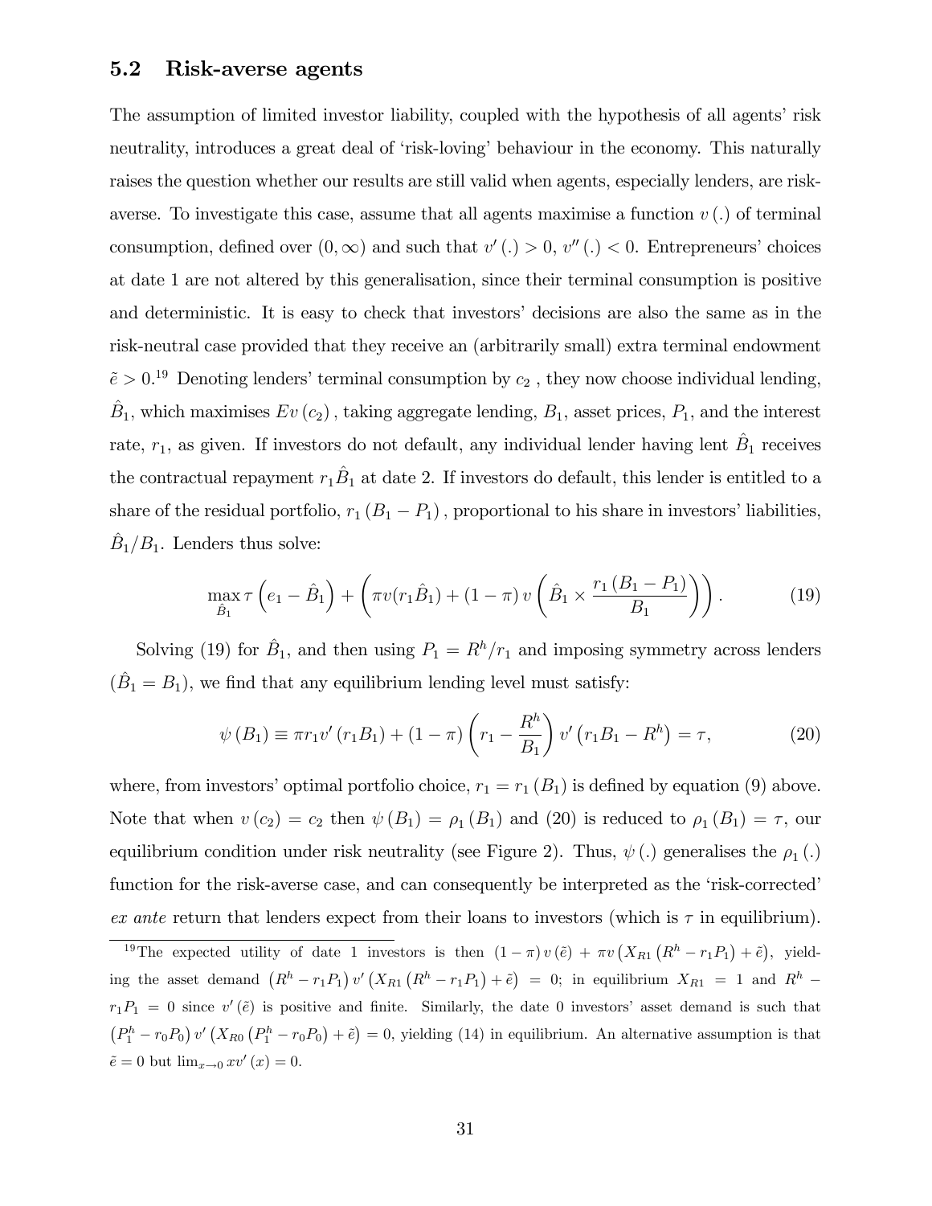### 5.2 Risk-averse agents

The assumption of limited investor liability, coupled with the hypothesis of all agents' risk neutrality, introduces a great deal of 'risk-loving' behaviour in the economy. This naturally raises the question whether our results are still valid when agents, especially lenders, are risk-averse. To investigate this case, assume that all agents maximise a function $v(.)$ of terminal consumption, defined over $(0, \infty)$ and such that $v'(.) > 0$, $v''(.) < 0$. Entrepreneurs' choices at date 1 are not altered by this generalisation, since their terminal consumption is positive and deterministic. It is easy to check that investors' decisions are also the same as in the risk-neutral case provided that they receive an (arbitrarily small) extra terminal endowment $\tilde{e} > 0$.[19] Denoting lenders' terminal consumption by $c_2$, they now choose individual lending, $\hat{B}_1$, which maximises $Ev(c_2)$, taking aggregate lending, $B_1$, asset prices, $P_1$, and the interest rate, $r_1$, as given. If investors do not default, any individual lender having lent $\hat{B}_1$ receives the contractual repayment $r_1\hat{B}_1$ at date 2. If investors do default, this lender is entitled to a share of the residual portfolio, $r_1(B_1 - P_1)$, proportional to his share in investors' liabilities, $\hat{B}_1/B_1$. Lenders thus solve:

$$\max_{\hat{B}_1} \tau\left(e_1 - \hat{B}_1\right) + \left(\pi v(r_1\hat{B}_1) + (1-\pi)\, v\left(\hat{B}_1 \times \frac{r_1(B_1 - P_1)}{B_1}\right)\right). \tag{19}$$

Solving (19) for $\hat{B}_1$, and then using $P_1 = R^h/r_1$ and imposing symmetry across lenders ($\hat{B}_1 = B_1$), we find that any equilibrium lending level must satisfy:

$$\psi(B_1) \equiv \pi r_1 v'(r_1 B_1) + (1-\pi)\left(r_1 - \frac{R^h}{B_1}\right) v'\left(r_1 B_1 - R^h\right) = \tau, \tag{20}$$

where, from investors' optimal portfolio choice, $r_1 = r_1(B_1)$ is defined by equation (9) above. Note that when $v(c_2) = c_2$ then $\psi(B_1) = \rho_1(B_1)$ and (20) is reduced to $\rho_1(B_1) = \tau$, our equilibrium condition under risk neutrality (see Figure 2). Thus, $\psi(.)$ generalises the $\rho_1(.)$ function for the risk-averse case, and can consequently be interpreted as the 'risk-corrected' *ex ante* return that lenders expect from their loans to investors (which is $\tau$ in equilibrium).

---

[19] The expected utility of date 1 investors is then $(1-\pi)\, v(\tilde{e}) + \pi v\left(X_{R1}\left(R^h - r_1 P_1\right) + \tilde{e}\right)$, yielding the asset demand $\left(R^h - r_1 P_1\right) v'\left(X_{R1}\left(R^h - r_1 P_1\right) + \tilde{e}\right) = 0$; in equilibrium $X_{R1} = 1$ and $R^h - r_1 P_1 = 0$ since $v'(\tilde{e})$ is positive and finite. Similarly, the date 0 investors' asset demand is such that $\left(P_1^h - r_0 P_0\right) v'\left(X_{R0}\left(P_1^h - r_0 P_0\right) + \tilde{e}\right) = 0$, yielding (14) in equilibrium. An alternative assumption is that $\tilde{e} = 0$ but $\lim_{x \to 0} x v'(x) = 0$.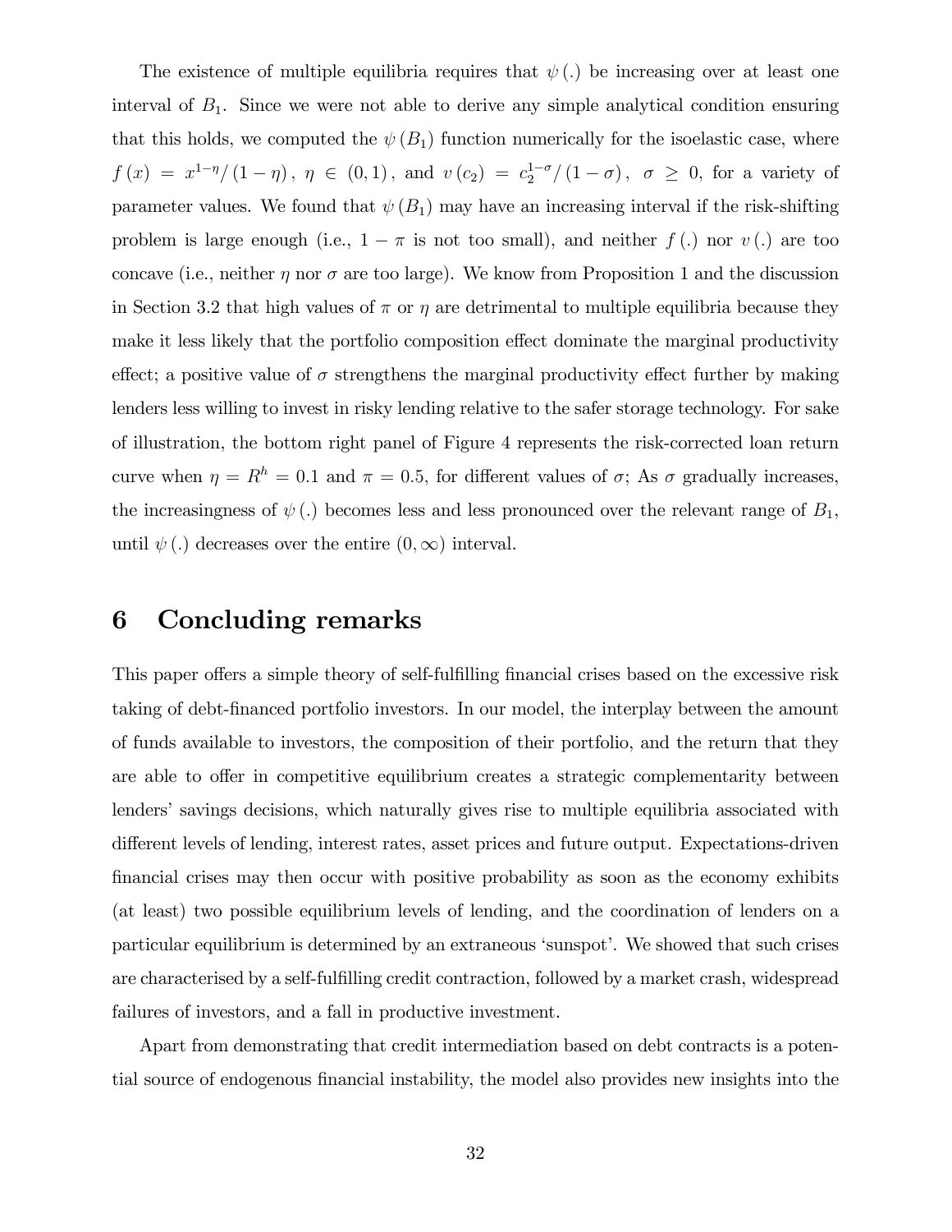The existence of multiple equilibria requires that $\psi(.)$ be increasing over at least one interval of $B_1$. Since we were not able to derive any simple analytical condition ensuring that this holds, we computed the $\psi(B_1)$ function numerically for the isoelastic case, where $f(x) = x^{1-\eta}/(1-\eta)$, $\eta \in (0,1)$, and $v(c_2) = c_2^{1-\sigma}/(1-\sigma)$, $\sigma \geq 0$, for a variety of parameter values. We found that $\psi(B_1)$ may have an increasing interval if the risk-shifting problem is large enough (i.e., $1-\pi$ is not too small), and neither $f(.)$ nor $v(.)$ are too concave (i.e., neither $\eta$ nor $\sigma$ are too large). We know from Proposition 1 and the discussion in Section 3.2 that high values of $\pi$ or $\eta$ are detrimental to multiple equilibria because they make it less likely that the portfolio composition effect dominate the marginal productivity effect; a positive value of $\sigma$ strengthens the marginal productivity effect further by making lenders less willing to invest in risky lending relative to the safer storage technology. For sake of illustration, the bottom right panel of Figure 4 represents the risk-corrected loan return curve when $\eta = R^h = 0.1$ and $\pi = 0.5$, for different values of $\sigma$; As $\sigma$ gradually increases, the increasingness of $\psi(.)$ becomes less and less pronounced over the relevant range of $B_1$, until $\psi(.)$ decreases over the entire $(0, \infty)$ interval.

# 6 Concluding remarks

This paper offers a simple theory of self-fulfilling financial crises based on the excessive risk taking of debt-financed portfolio investors. In our model, the interplay between the amount of funds available to investors, the composition of their portfolio, and the return that they are able to offer in competitive equilibrium creates a strategic complementarity between lenders' savings decisions, which naturally gives rise to multiple equilibria associated with different levels of lending, interest rates, asset prices and future output. Expectations-driven financial crises may then occur with positive probability as soon as the economy exhibits (at least) two possible equilibrium levels of lending, and the coordination of lenders on a particular equilibrium is determined by an extraneous 'sunspot'. We showed that such crises are characterised by a self-fulfilling credit contraction, followed by a market crash, widespread failures of investors, and a fall in productive investment.

Apart from demonstrating that credit intermediation based on debt contracts is a potential source of endogenous financial instability, the model also provides new insights into the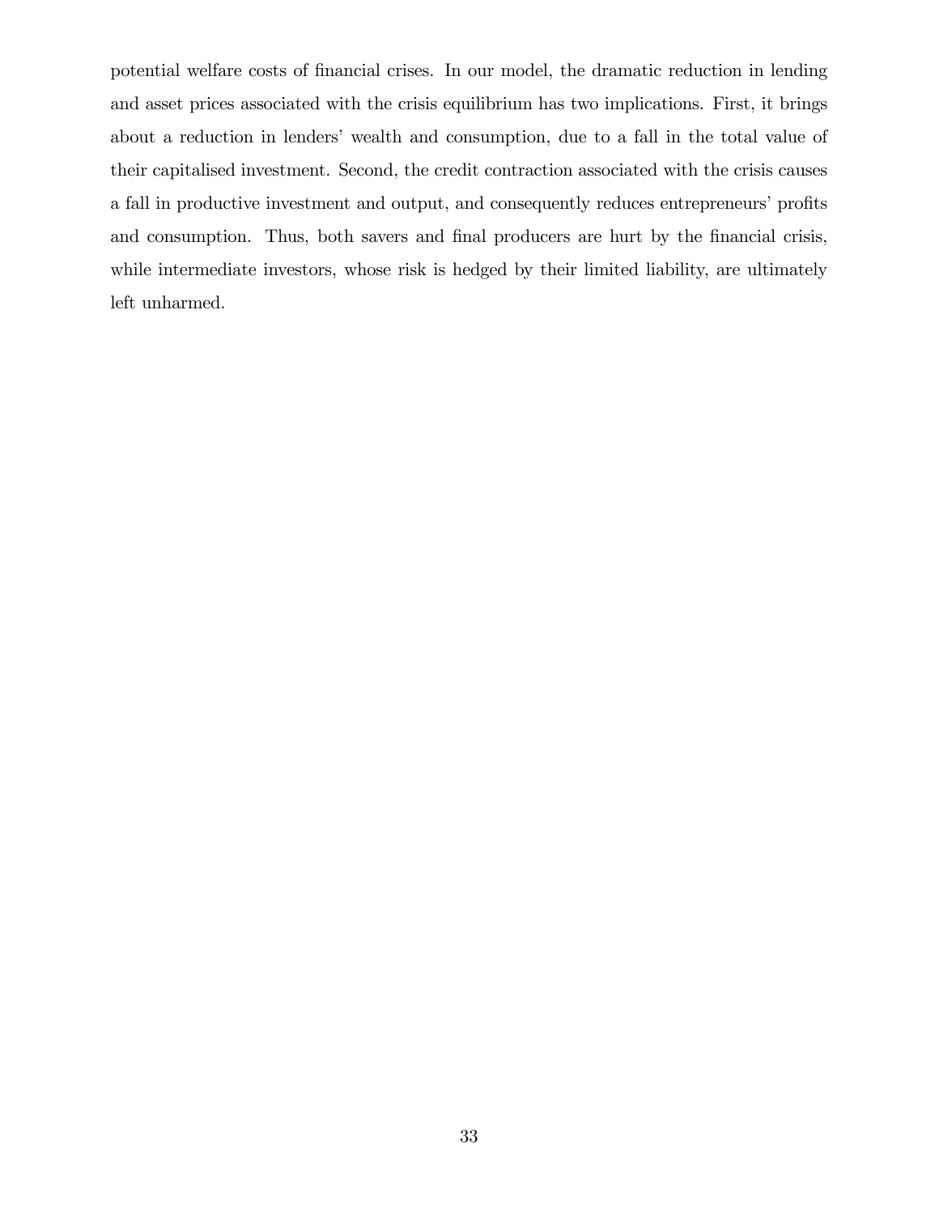potential welfare costs of financial crises. In our model, the dramatic reduction in lending and asset prices associated with the crisis equilibrium has two implications. First, it brings about a reduction in lenders' wealth and consumption, due to a fall in the total value of their capitalised investment. Second, the credit contraction associated with the crisis causes a fall in productive investment and output, and consequently reduces entrepreneurs' profits and consumption. Thus, both savers and final producers are hurt by the financial crisis, while intermediate investors, whose risk is hedged by their limited liability, are ultimately left unharmed.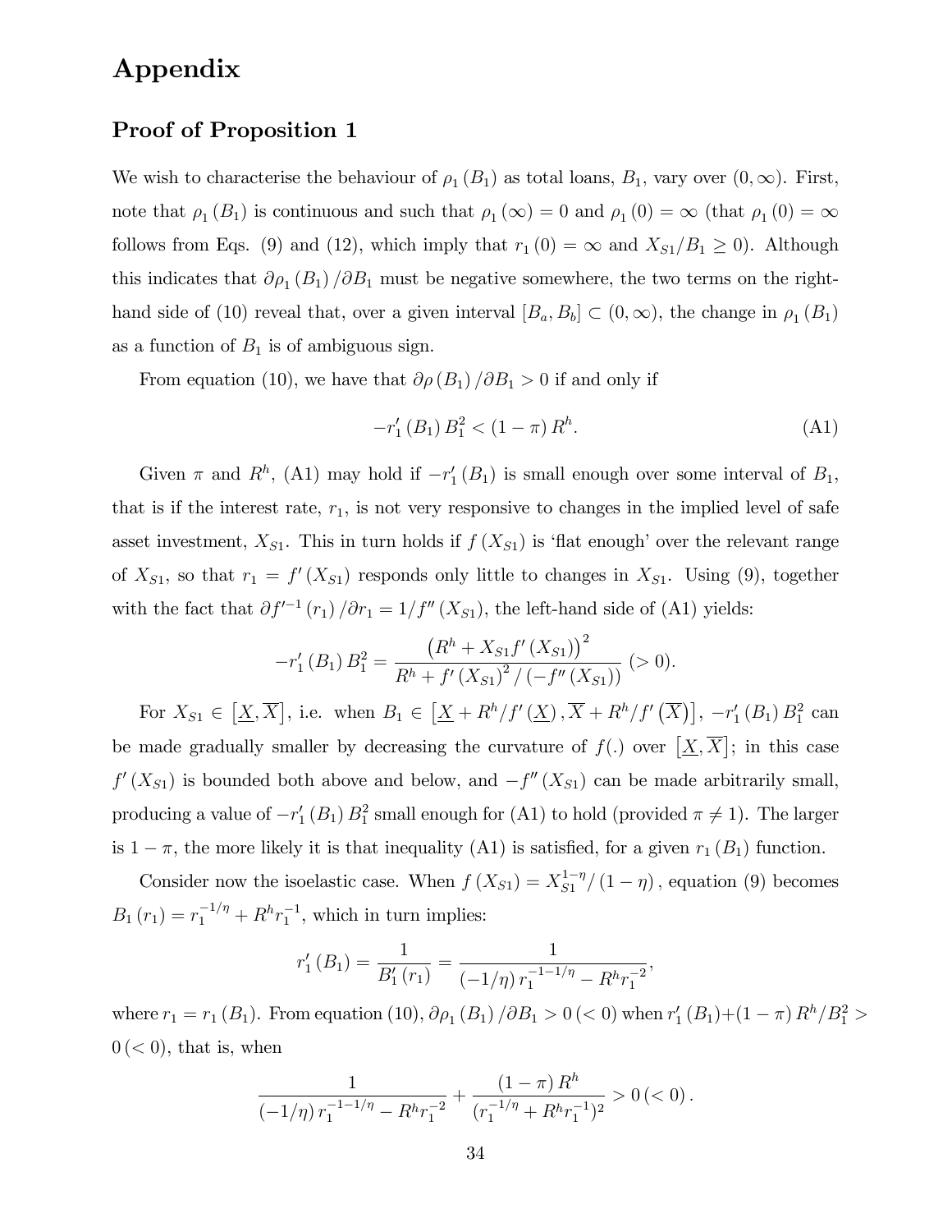# Appendix

## Proof of Proposition 1

We wish to characterise the behaviour of $\rho_1(B_1)$ as total loans, $B_1$, vary over $(0, \infty)$. First, note that $\rho_1(B_1)$ is continuous and such that $\rho_1(\infty) = 0$ and $\rho_1(0) = \infty$ (that $\rho_1(0) = \infty$ follows from Eqs. (9) and (12), which imply that $r_1(0) = \infty$ and $X_{S1}/B_1 \geq 0$). Although this indicates that $\partial \rho_1(B_1)/\partial B_1$ must be negative somewhere, the two terms on the right-hand side of (10) reveal that, over a given interval $[B_a, B_b] \subset (0, \infty)$, the change in $\rho_1(B_1)$ as a function of $B_1$ is of ambiguous sign.

From equation (10), we have that $\partial \rho(B_1)/\partial B_1 > 0$ if and only if

$$-r_1'(B_1) B_1^2 < (1-\pi) R^h. \tag{A1}$$

Given $\pi$ and $R^h$, (A1) may hold if $-r_1'(B_1)$ is small enough over some interval of $B_1$, that is if the interest rate, $r_1$, is not very responsive to changes in the implied level of safe asset investment, $X_{S1}$. This in turn holds if $f(X_{S1})$ is 'flat enough' over the relevant range of $X_{S1}$, so that $r_1 = f'(X_{S1})$ responds only little to changes in $X_{S1}$. Using (9), together with the fact that $\partial f'^{-1}(r_1)/\partial r_1 = 1/f''(X_{S1})$, the left-hand side of (A1) yields:

$$-r_1'(B_1) B_1^2 = \frac{\left(R^h + X_{S1} f'(X_{S1})\right)^2}{R^h + f'(X_{S1})^2 / (-f''(X_{S1}))} \; (>0).$$

For $X_{S1} \in \left[\underline{X}, \overline{X}\right]$, i.e. when $B_1 \in \left[\underline{X} + R^h/f'(\underline{X}), \overline{X} + R^h/f'(\overline{X})\right]$, $-r_1'(B_1) B_1^2$ can be made gradually smaller by decreasing the curvature of $f(.)$ over $\left[\underline{X}, \overline{X}\right]$; in this case $f'(X_{S1})$ is bounded both above and below, and $-f''(X_{S1})$ can be made arbitrarily small, producing a value of $-r_1'(B_1) B_1^2$ small enough for (A1) to hold (provided $\pi \neq 1$). The larger is $1-\pi$, the more likely it is that inequality (A1) is satisfied, for a given $r_1(B_1)$ function.

Consider now the isoelastic case. When $f(X_{S1}) = X_{S1}^{1-\eta}/(1-\eta)$, equation (9) becomes $B_1(r_1) = r_1^{-1/\eta} + R^h r_1^{-1}$, which in turn implies:

$$r_1'(B_1) = \frac{1}{B_1'(r_1)} = \frac{1}{(-1/\eta) r_1^{-1-1/\eta} - R^h r_1^{-2}},$$

where $r_1 = r_1(B_1)$. From equation (10), $\partial \rho_1(B_1)/\partial B_1 > 0 \,(<0)$ when $r_1'(B_1) + (1-\pi) R^h/B_1^2 > 0 \,(<0)$, that is, when

$$\frac{1}{(-1/\eta) r_1^{-1-1/\eta} - R^h r_1^{-2}} + \frac{(1-\pi) R^h}{(r_1^{-1/\eta} + R^h r_1^{-1})^2} > 0 \,(<0).$$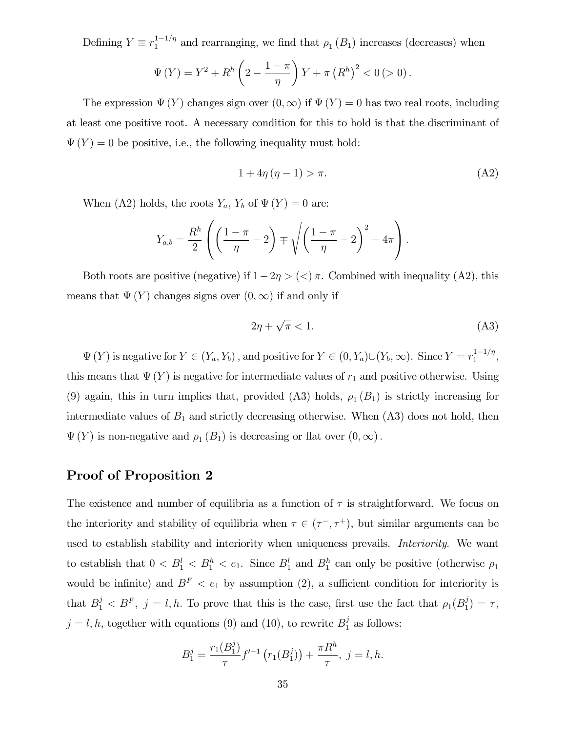Defining $Y \equiv r_1^{1-1/\eta}$ and rearranging, we find that $\rho_1(B_1)$ increases (decreases) when

$$\Psi(Y) = Y^2 + R^h \left(2 - \frac{1-\pi}{\eta}\right) Y + \pi \left(R^h\right)^2 < 0 \, (> 0) \, .$$

The expression $\Psi(Y)$ changes sign over $(0, \infty)$ if $\Psi(Y) = 0$ has two real roots, including at least one positive root. A necessary condition for this to hold is that the discriminant of $\Psi(Y) = 0$ be positive, i.e., the following inequality must hold:

$$1 + 4\eta(\eta - 1) > \pi. \tag{A2}$$

When (A2) holds, the roots $Y_a$, $Y_b$ of $\Psi(Y) = 0$ are:

$$Y_{a,b} = \frac{R^h}{2}\left(\left(\frac{1-\pi}{\eta} - 2\right) \mp \sqrt{\left(\frac{1-\pi}{\eta} - 2\right)^2 - 4\pi}\right).$$

Both roots are positive (negative) if $1 - 2\eta > (<) \, \pi$. Combined with inequality (A2), this means that $\Psi(Y)$ changes signs over $(0, \infty)$ if and only if

$$2\eta + \sqrt{\pi} < 1. \tag{A3}$$

$\Psi(Y)$ is negative for $Y \in (Y_a, Y_b)$, and positive for $Y \in (0, Y_a) \cup (Y_b, \infty)$. Since $Y = r_1^{1-1/\eta}$, this means that $\Psi(Y)$ is negative for intermediate values of $r_1$ and positive otherwise. Using (9) again, this in turn implies that, provided (A3) holds, $\rho_1(B_1)$ is strictly increasing for intermediate values of $B_1$ and strictly decreasing otherwise. When (A3) does not hold, then $\Psi(Y)$ is non-negative and $\rho_1(B_1)$ is decreasing or flat over $(0, \infty)$.

## Proof of Proposition 2

The existence and number of equilibria as a function of $\tau$ is straightforward. We focus on the interiority and stability of equilibria when $\tau \in (\tau^-, \tau^+)$, but similar arguments can be used to establish stability and interiority when uniqueness prevails. *Interiority*. We want to establish that $0 < B_1^l < B_1^h < e_1$. Since $B_1^l$ and $B_1^h$ can only be positive (otherwise $\rho_1$ would be infinite) and $B^F < e_1$ by assumption (2), a sufficient condition for interiority is that $B_1^j < B^F$, $j = l, h$. To prove that this is the case, first use the fact that $\rho_1(B_1^j) = \tau$, $j = l, h$, together with equations (9) and (10), to rewrite $B_1^j$ as follows:

$$B_1^j = \frac{r_1(B_1^j)}{\tau} f'^{-1}\left(r_1(B_1^j)\right) + \frac{\pi R^h}{\tau}, \; j = l, h.$$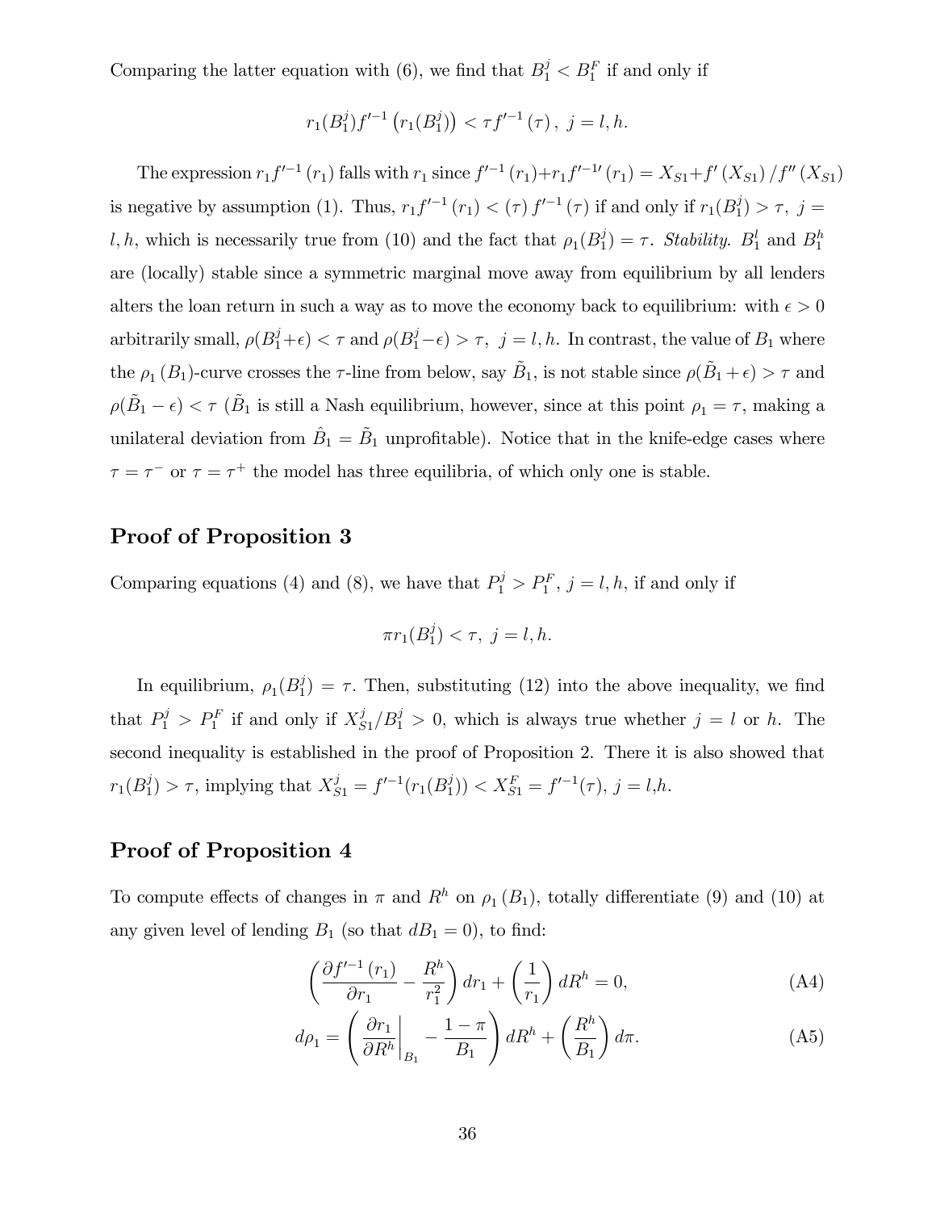Comparing the latter equation with (6), we find that $B_1^j < B_1^F$ if and only if

$$r_1(B_1^j) f'^{-1}\left(r_1(B_1^j)\right) < \tau f'^{-1}(\tau), \; j = l, h.$$

The expression $r_1 f'^{-1}(r_1)$ falls with $r_1$ since $f'^{-1}(r_1) + r_1 f'^{-1\prime}(r_1) = X_{S1} + f'(X_{S1})/f''(X_{S1})$ is negative by assumption (1). Thus, $r_1 f'^{-1}(r_1) < (\tau) f'^{-1}(\tau)$ if and only if $r_1(B_1^j) > \tau, \; j = l, h$, which is necessarily true from (10) and the fact that $\rho_1(B_1^j) = \tau$. *Stability.* $B_1^l$ and $B_1^h$ are (locally) stable since a symmetric marginal move away from equilibrium by all lenders alters the loan return in such a way as to move the economy back to equilibrium: with $\epsilon > 0$ arbitrarily small, $\rho(B_1^j + \epsilon) < \tau$ and $\rho(B_1^j - \epsilon) > \tau, \; j = l, h$. In contrast, the value of $B_1$ where the $\rho_1(B_1)$-curve crosses the $\tau$-line from below, say $\tilde{B}_1$, is not stable since $\rho(\tilde{B}_1 + \epsilon) > \tau$ and $\rho(\tilde{B}_1 - \epsilon) < \tau$ ($\tilde{B}_1$ is still a Nash equilibrium, however, since at this point $\rho_1 = \tau$, making a unilateral deviation from $\hat{B}_1 = \tilde{B}_1$ unprofitable). Notice that in the knife-edge cases where $\tau = \tau^-$ or $\tau = \tau^+$ the model has three equilibria, of which only one is stable.

## Proof of Proposition 3

Comparing equations (4) and (8), we have that $P_1^j > P_1^F, \; j = l, h$, if and only if

$$\pi r_1(B_1^j) < \tau, \; j = l, h.$$

In equilibrium, $\rho_1(B_1^j) = \tau$. Then, substituting (12) into the above inequality, we find that $P_1^j > P_1^F$ if and only if $X_{S1}^j / B_1^j > 0$, which is always true whether $j = l$ or $h$. The second inequality is established in the proof of Proposition 2. There it is also showed that $r_1(B_1^j) > \tau$, implying that $X_{S1}^j = f'^{-1}(r_1(B_1^j)) < X_{S1}^F = f'^{-1}(\tau)$, $j = l, h$.

## Proof of Proposition 4

To compute effects of changes in $\pi$ and $R^h$ on $\rho_1(B_1)$, totally differentiate (9) and (10) at any given level of lending $B_1$ (so that $dB_1 = 0$), to find:

$$\left(\frac{\partial f'^{-1}(r_1)}{\partial r_1} - \frac{R^h}{r_1^2}\right) dr_1 + \left(\frac{1}{r_1}\right) dR^h = 0, \tag{A4}$$

$$d\rho_1 = \left(\left.\frac{\partial r_1}{\partial R^h}\right|_{B_1} - \frac{1 - \pi}{B_1}\right) dR^h + \left(\frac{R^h}{B_1}\right) d\pi. \tag{A5}$$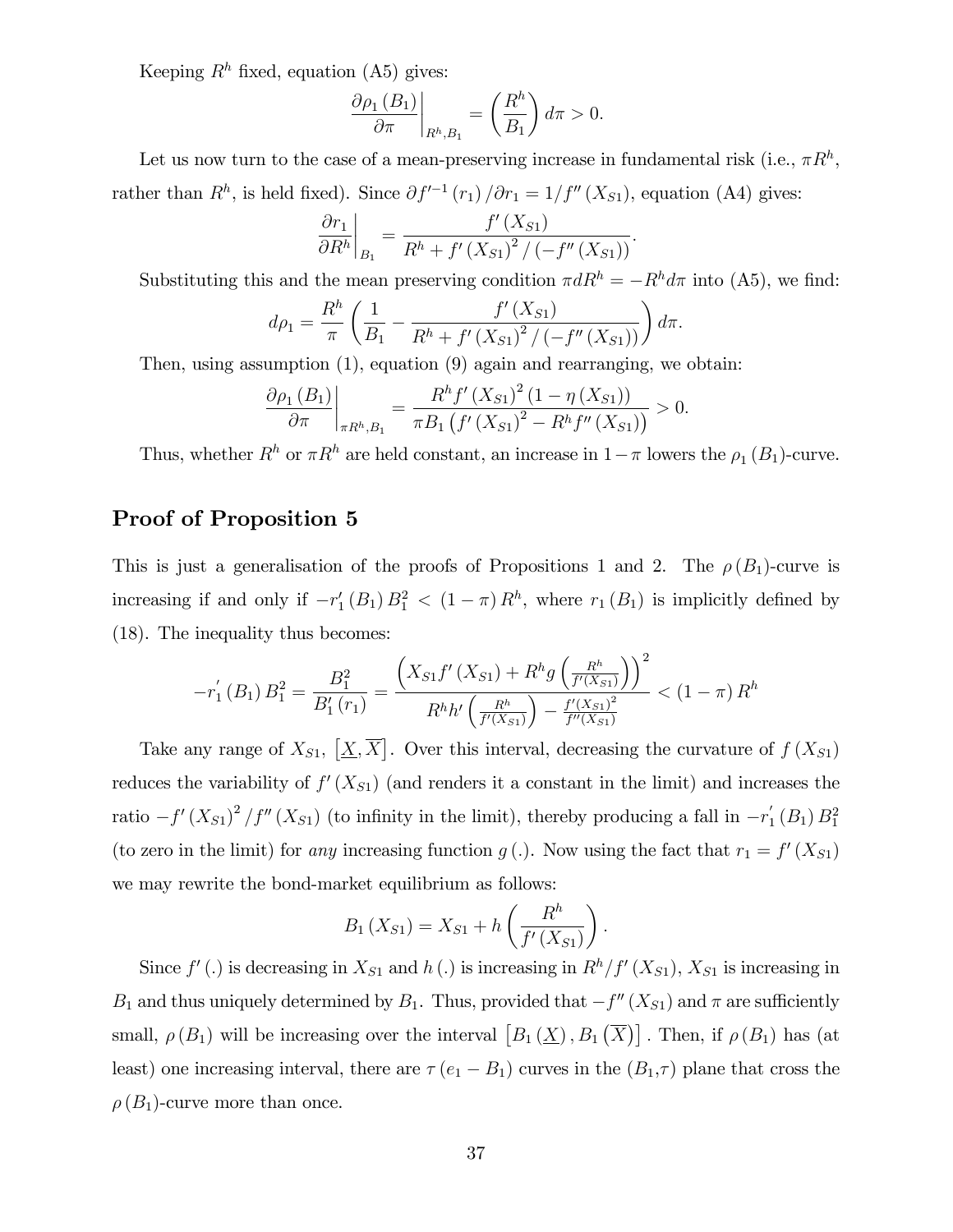Keeping $R^h$ fixed, equation (A5) gives:

$$\left.\frac{\partial \rho_1(B_1)}{\partial \pi}\right|_{R^h, B_1} = \left(\frac{R^h}{B_1}\right) d\pi > 0.$$

Let us now turn to the case of a mean-preserving increase in fundamental risk (i.e., $\pi R^h$, rather than $R^h$, is held fixed). Since $\partial f'^{-1}(r_1)/\partial r_1 = 1/f''(X_{S1})$, equation (A4) gives:

$$\left.\frac{\partial r_1}{\partial R^h}\right|_{B_1} = \frac{f'(X_{S1})}{R^h + f'(X_{S1})^2 / (-f''(X_{S1}))}.$$

Substituting this and the mean preserving condition $\pi dR^h = -R^h d\pi$ into (A5), we find:

$$d\rho_1 = \frac{R^h}{\pi}\left(\frac{1}{B_1} - \frac{f'(X_{S1})}{R^h + f'(X_{S1})^2 / (-f''(X_{S1}))}\right) d\pi.$$

Then, using assumption (1), equation (9) again and rearranging, we obtain:

$$\left.\frac{\partial \rho_1(B_1)}{\partial \pi}\right|_{\pi R^h, B_1} = \frac{R^h f'(X_{S1})^2 (1 - \eta(X_{S1}))}{\pi B_1 \left(f'(X_{S1})^2 - R^h f''(X_{S1})\right)} > 0.$$

Thus, whether $R^h$ or $\pi R^h$ are held constant, an increase in $1-\pi$ lowers the $\rho_1(B_1)$-curve.

## Proof of Proposition 5

This is just a generalisation of the proofs of Propositions 1 and 2. The $\rho(B_1)$-curve is increasing if and only if $-r_1'(B_1) B_1^2 < (1-\pi) R^h$, where $r_1(B_1)$ is implicitly defined by (18). The inequality thus becomes:

$$-r_1'(B_1) B_1^2 = \frac{B_1^2}{B_1'(r_1)} = \frac{\left(X_{S1} f'(X_{S1}) + R^h g\left(\frac{R^h}{f'(X_{S1})}\right)\right)^2}{R^h h'\left(\frac{R^h}{f'(X_{S1})}\right) - \frac{f'(X_{S1})^2}{f''(X_{S1})}} < (1-\pi) R^h$$

Take any range of $X_{S1}$, $\left[\underline{X}, \overline{X}\right]$. Over this interval, decreasing the curvature of $f(X_{S1})$ reduces the variability of $f'(X_{S1})$ (and renders it a constant in the limit) and increases the ratio $-f'(X_{S1})^2/f''(X_{S1})$ (to infinity in the limit), thereby producing a fall in $-r_1'(B_1) B_1^2$ (to zero in the limit) for *any* increasing function $g(.)$. Now using the fact that $r_1 = f'(X_{S1})$ we may rewrite the bond-market equilibrium as follows:

$$B_1(X_{S1}) = X_{S1} + h\left(\frac{R^h}{f'(X_{S1})}\right).$$

Since $f'(.)$ is decreasing in $X_{S1}$ and $h(.)$ is increasing in $R^h/f'(X_{S1})$, $X_{S1}$ is increasing in $B_1$ and thus uniquely determined by $B_1$. Thus, provided that $-f''(X_{S1})$ and $\pi$ are sufficiently small, $\rho(B_1)$ will be increasing over the interval $\left[B_1(\underline{X}), B_1(\overline{X})\right]$. Then, if $\rho(B_1)$ has (at least) one increasing interval, there are $\tau(e_1 - B_1)$ curves in the $(B_1, \tau)$ plane that cross the $\rho(B_1)$-curve more than once.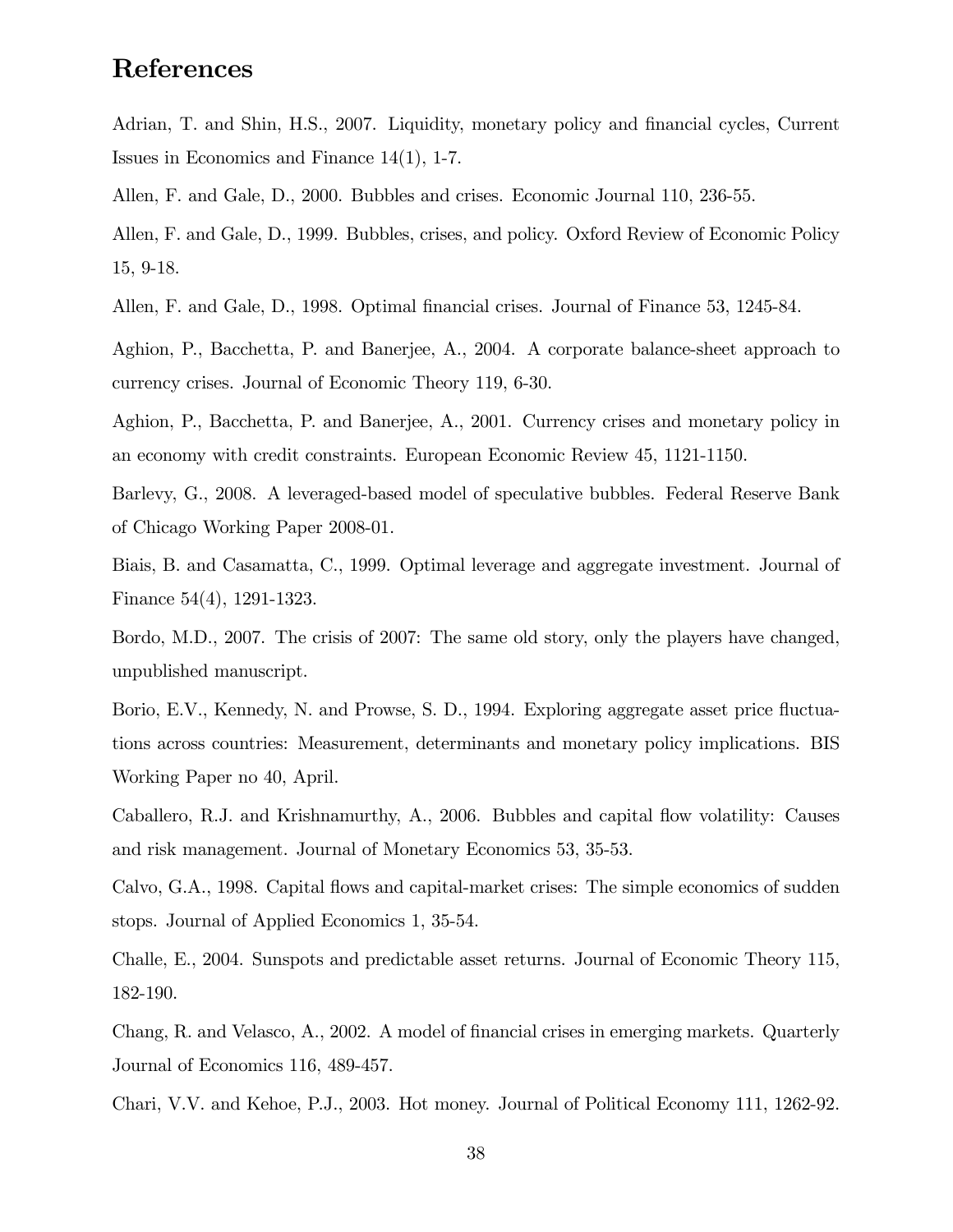# References

Adrian, T. and Shin, H.S., 2007. Liquidity, monetary policy and financial cycles, Current Issues in Economics and Finance 14(1), 1-7.

Allen, F. and Gale, D., 2000. Bubbles and crises. Economic Journal 110, 236-55.

Allen, F. and Gale, D., 1999. Bubbles, crises, and policy. Oxford Review of Economic Policy 15, 9-18.

Allen, F. and Gale, D., 1998. Optimal financial crises. Journal of Finance 53, 1245-84.

Aghion, P., Bacchetta, P. and Banerjee, A., 2004. A corporate balance-sheet approach to currency crises. Journal of Economic Theory 119, 6-30.

Aghion, P., Bacchetta, P. and Banerjee, A., 2001. Currency crises and monetary policy in an economy with credit constraints. European Economic Review 45, 1121-1150.

Barlevy, G., 2008. A leveraged-based model of speculative bubbles. Federal Reserve Bank of Chicago Working Paper 2008-01.

Biais, B. and Casamatta, C., 1999. Optimal leverage and aggregate investment. Journal of Finance 54(4), 1291-1323.

Bordo, M.D., 2007. The crisis of 2007: The same old story, only the players have changed, unpublished manuscript.

Borio, E.V., Kennedy, N. and Prowse, S. D., 1994. Exploring aggregate asset price fluctuations across countries: Measurement, determinants and monetary policy implications. BIS Working Paper no 40, April.

Caballero, R.J. and Krishnamurthy, A., 2006. Bubbles and capital flow volatility: Causes and risk management. Journal of Monetary Economics 53, 35-53.

Calvo, G.A., 1998. Capital flows and capital-market crises: The simple economics of sudden stops. Journal of Applied Economics 1, 35-54.

Challe, E., 2004. Sunspots and predictable asset returns. Journal of Economic Theory 115, 182-190.

Chang, R. and Velasco, A., 2002. A model of financial crises in emerging markets. Quarterly Journal of Economics 116, 489-457.

Chari, V.V. and Kehoe, P.J., 2003. Hot money. Journal of Political Economy 111, 1262-92.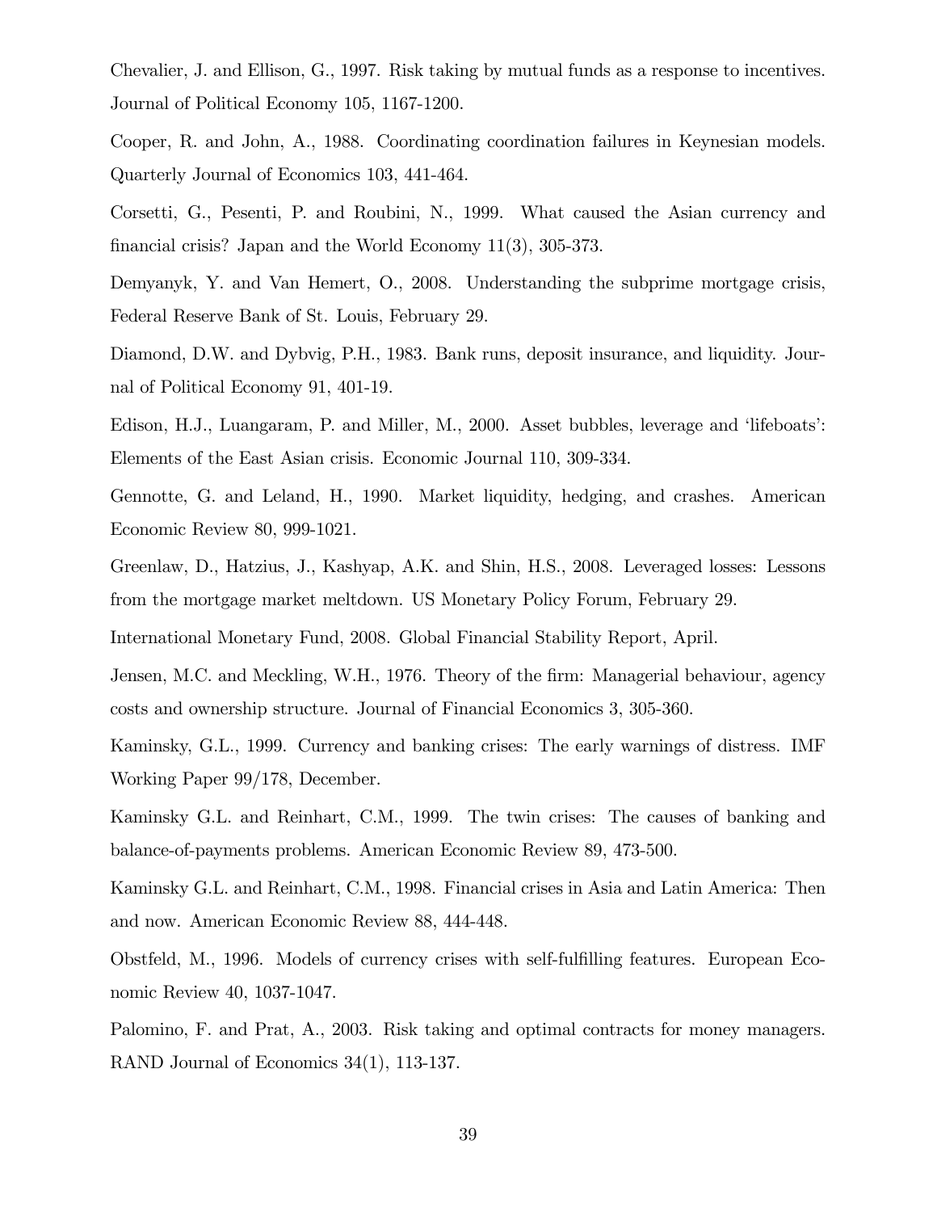Chevalier, J. and Ellison, G., 1997. Risk taking by mutual funds as a response to incentives. Journal of Political Economy 105, 1167-1200.

Cooper, R. and John, A., 1988. Coordinating coordination failures in Keynesian models. Quarterly Journal of Economics 103, 441-464.

Corsetti, G., Pesenti, P. and Roubini, N., 1999. What caused the Asian currency and financial crisis? Japan and the World Economy 11(3), 305-373.

Demyanyk, Y. and Van Hemert, O., 2008. Understanding the subprime mortgage crisis, Federal Reserve Bank of St. Louis, February 29.

Diamond, D.W. and Dybvig, P.H., 1983. Bank runs, deposit insurance, and liquidity. Journal of Political Economy 91, 401-19.

Edison, H.J., Luangaram, P. and Miller, M., 2000. Asset bubbles, leverage and 'lifeboats': Elements of the East Asian crisis. Economic Journal 110, 309-334.

Gennotte, G. and Leland, H., 1990. Market liquidity, hedging, and crashes. American Economic Review 80, 999-1021.

Greenlaw, D., Hatzius, J., Kashyap, A.K. and Shin, H.S., 2008. Leveraged losses: Lessons from the mortgage market meltdown. US Monetary Policy Forum, February 29.

International Monetary Fund, 2008. Global Financial Stability Report, April.

Jensen, M.C. and Meckling, W.H., 1976. Theory of the firm: Managerial behaviour, agency costs and ownership structure. Journal of Financial Economics 3, 305-360.

Kaminsky, G.L., 1999. Currency and banking crises: The early warnings of distress. IMF Working Paper 99/178, December.

Kaminsky G.L. and Reinhart, C.M., 1999. The twin crises: The causes of banking and balance-of-payments problems. American Economic Review 89, 473-500.

Kaminsky G.L. and Reinhart, C.M., 1998. Financial crises in Asia and Latin America: Then and now. American Economic Review 88, 444-448.

Obstfeld, M., 1996. Models of currency crises with self-fulfilling features. European Economic Review 40, 1037-1047.

Palomino, F. and Prat, A., 2003. Risk taking and optimal contracts for money managers. RAND Journal of Economics 34(1), 113-137.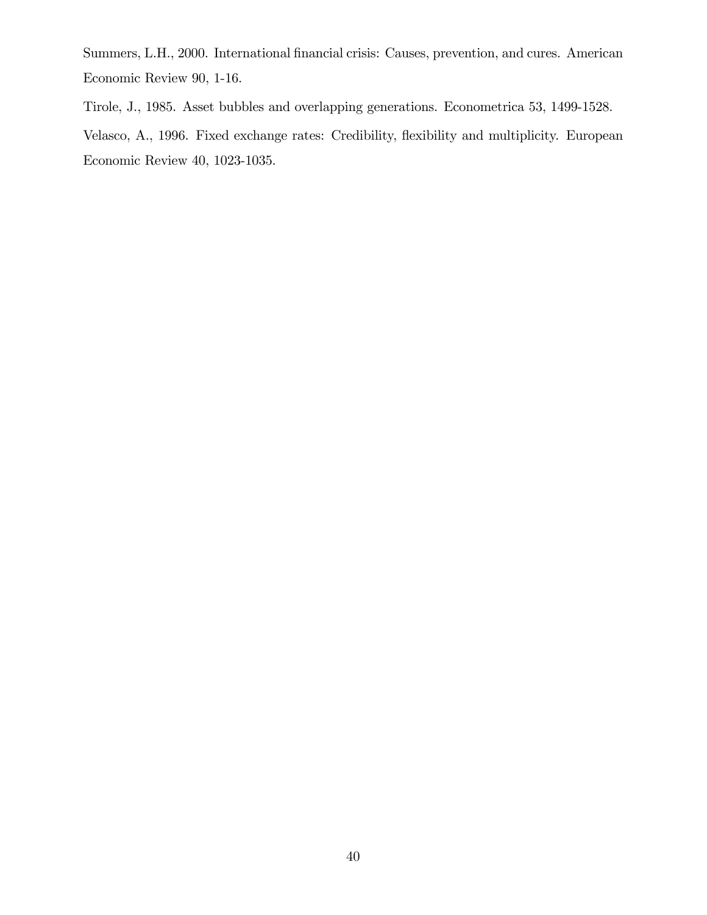Summers, L.H., 2000. International financial crisis: Causes, prevention, and cures. American Economic Review 90, 1-16.

Tirole, J., 1985. Asset bubbles and overlapping generations. Econometrica 53, 1499-1528.

Velasco, A., 1996. Fixed exchange rates: Credibility, flexibility and multiplicity. European Economic Review 40, 1023-1035.